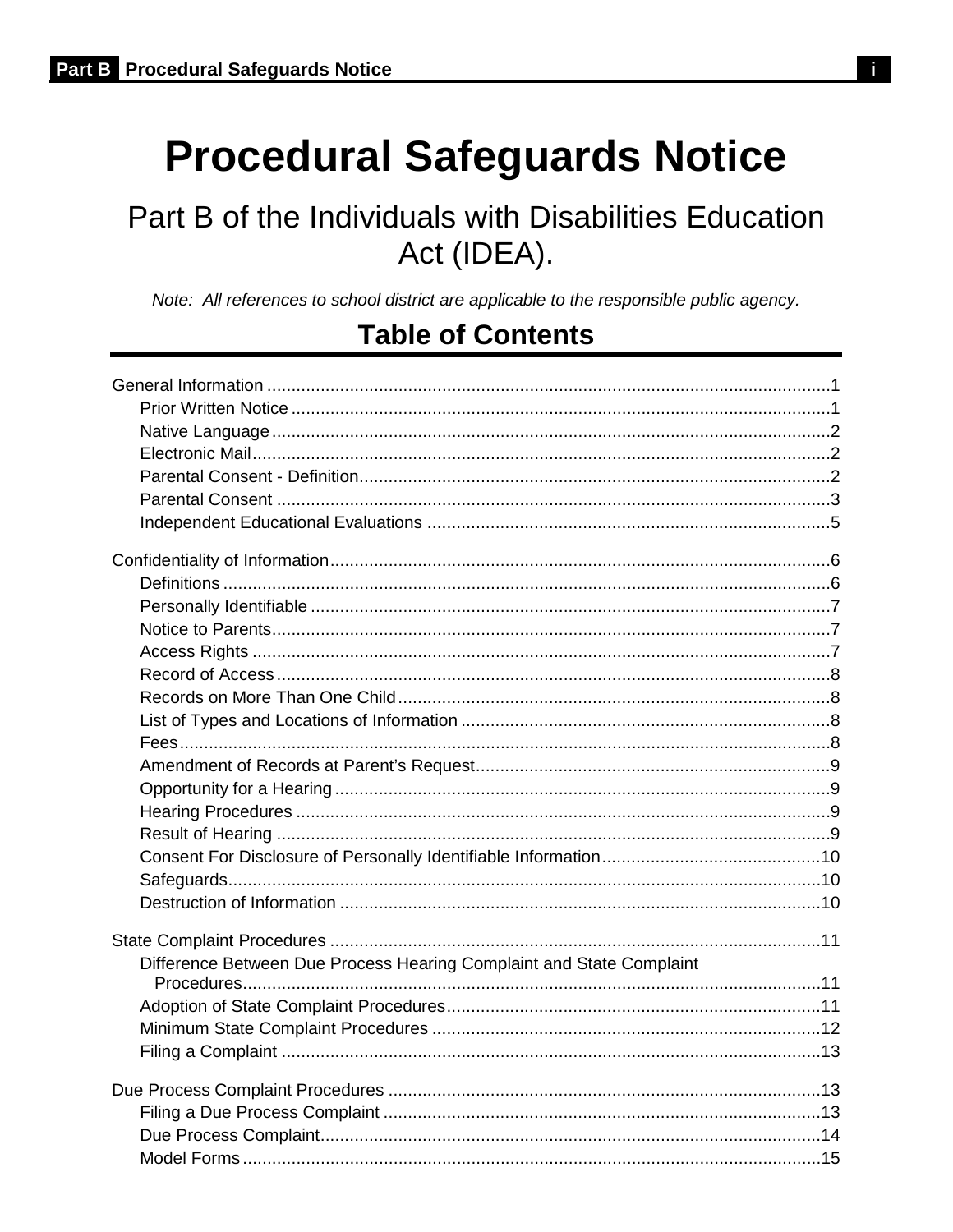# Procedural Safeguards Notice

## Part B of the Individuals with Disabilities Education Act (IDEA).

*Note: All references to school district are applicable to the responsible public agency.*

## Table of Contents

General Information ........................................................................................................1
- Prior Written Notice ........................................................................................................1
- Native Language ........................................................................................................2
- Electronic Mail ........................................................................................................2
- Parental Consent - Definition ........................................................................................................2
- Parental Consent ........................................................................................................3
- Independent Educational Evaluations ........................................................................................................5

Confidentiality of Information ........................................................................................................6
- Definitions ........................................................................................................6
- Personally Identifiable ........................................................................................................7
- Notice to Parents ........................................................................................................7
- Access Rights ........................................................................................................7
- Record of Access ........................................................................................................8
- Records on More Than One Child ........................................................................................................8
- List of Types and Locations of Information ........................................................................................................8
- Fees ........................................................................................................8
- Amendment of Records at Parent's Request ........................................................................................................9
- Opportunity for a Hearing ........................................................................................................9
- Hearing Procedures ........................................................................................................9
- Result of Hearing ........................................................................................................9
- Consent For Disclosure of Personally Identifiable Information ........................................................................................................10
- Safeguards ........................................................................................................10
- Destruction of Information ........................................................................................................10

State Complaint Procedures ........................................................................................................11
- Difference Between Due Process Hearing Complaint and State Complaint Procedures ........................................................................................................11
- Adoption of State Complaint Procedures ........................................................................................................11
- Minimum State Complaint Procedures ........................................................................................................12
- Filing a Complaint ........................................................................................................13

Due Process Complaint Procedures ........................................................................................................13
- Filing a Due Process Complaint ........................................................................................................13
- Due Process Complaint ........................................................................................................14
- Model Forms ........................................................................................................15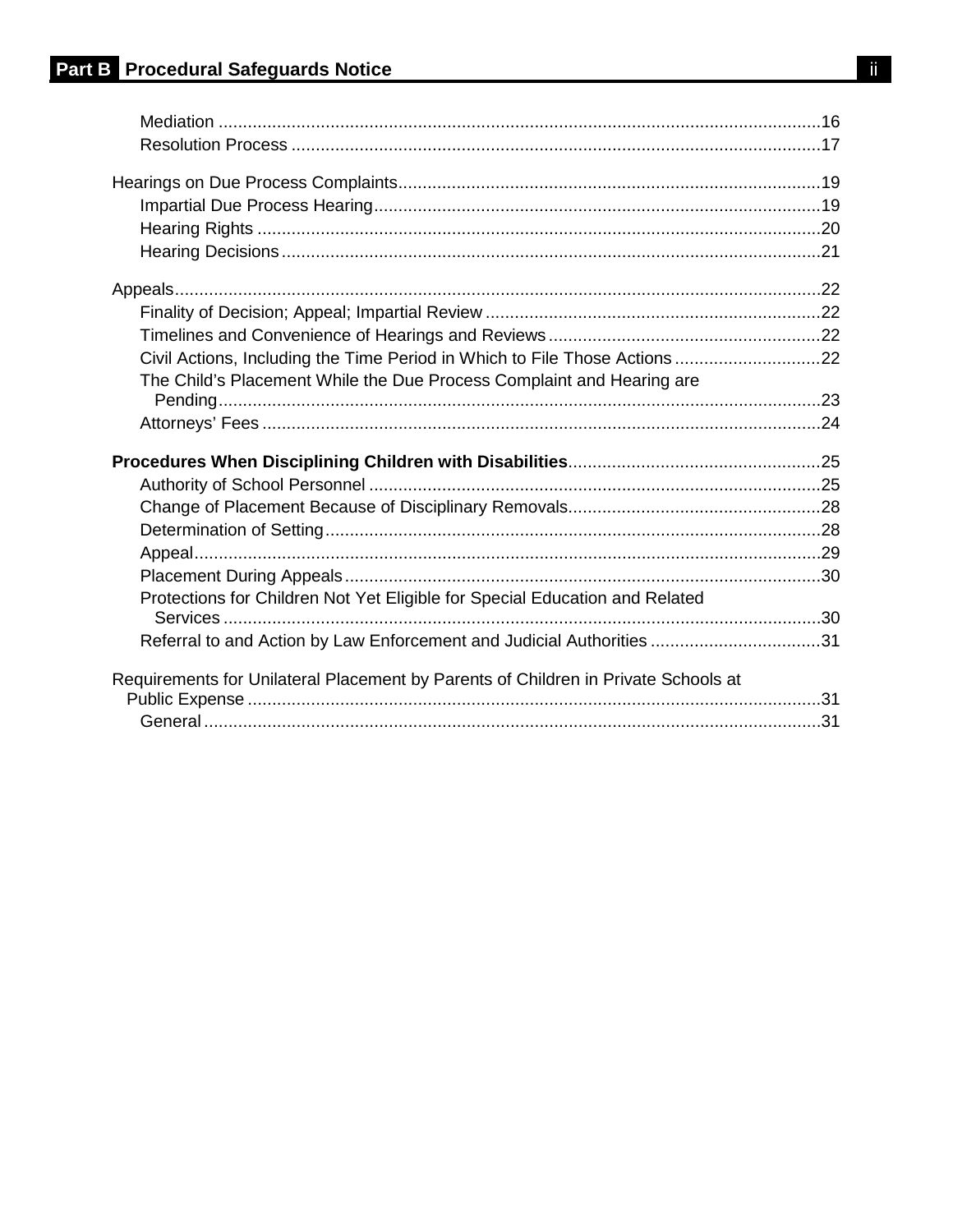Mediation ..........16
Resolution Process ..........17

Hearings on Due Process Complaints ..........19
Impartial Due Process Hearing ..........19
Hearing Rights ..........20
Hearing Decisions ..........21

Appeals ..........22
Finality of Decision; Appeal; Impartial Review ..........22
Timelines and Convenience of Hearings and Reviews ..........22
Civil Actions, Including the Time Period in Which to File Those Actions ..........22
The Child's Placement While the Due Process Complaint and Hearing are Pending ..........23
Attorneys' Fees ..........24

**Procedures When Disciplining Children with Disabilities** ..........25
Authority of School Personnel ..........25
Change of Placement Because of Disciplinary Removals ..........28
Determination of Setting ..........28
Appeal ..........29
Placement During Appeals ..........30
Protections for Children Not Yet Eligible for Special Education and Related Services ..........30
Referral to and Action by Law Enforcement and Judicial Authorities ..........31

Requirements for Unilateral Placement by Parents of Children in Private Schools at Public Expense ..........31
General ..........31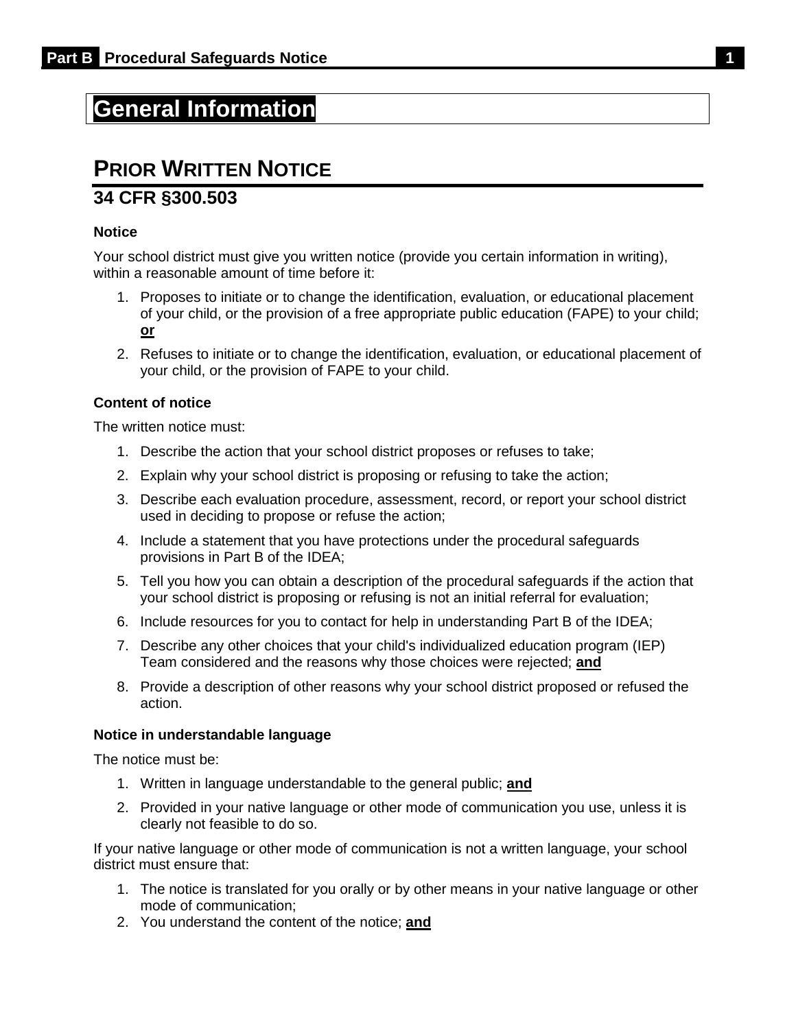# General Information

## PRIOR WRITTEN NOTICE

### 34 CFR §300.503

**Notice**

Your school district must give you written notice (provide you certain information in writing), within a reasonable amount of time before it:

1. Proposes to initiate or to change the identification, evaluation, or educational placement of your child, or the provision of a free appropriate public education (FAPE) to your child; **or**
2. Refuses to initiate or to change the identification, evaluation, or educational placement of your child, or the provision of FAPE to your child.

**Content of notice**

The written notice must:

1. Describe the action that your school district proposes or refuses to take;
2. Explain why your school district is proposing or refusing to take the action;
3. Describe each evaluation procedure, assessment, record, or report your school district used in deciding to propose or refuse the action;
4. Include a statement that you have protections under the procedural safeguards provisions in Part B of the IDEA;
5. Tell you how you can obtain a description of the procedural safeguards if the action that your school district is proposing or refusing is not an initial referral for evaluation;
6. Include resources for you to contact for help in understanding Part B of the IDEA;
7. Describe any other choices that your child's individualized education program (IEP) Team considered and the reasons why those choices were rejected; **and**
8. Provide a description of other reasons why your school district proposed or refused the action.

**Notice in understandable language**

The notice must be:

1. Written in language understandable to the general public; **and**
2. Provided in your native language or other mode of communication you use, unless it is clearly not feasible to do so.

If your native language or other mode of communication is not a written language, your school district must ensure that:

1. The notice is translated for you orally or by other means in your native language or other mode of communication;
2. You understand the content of the notice; **and**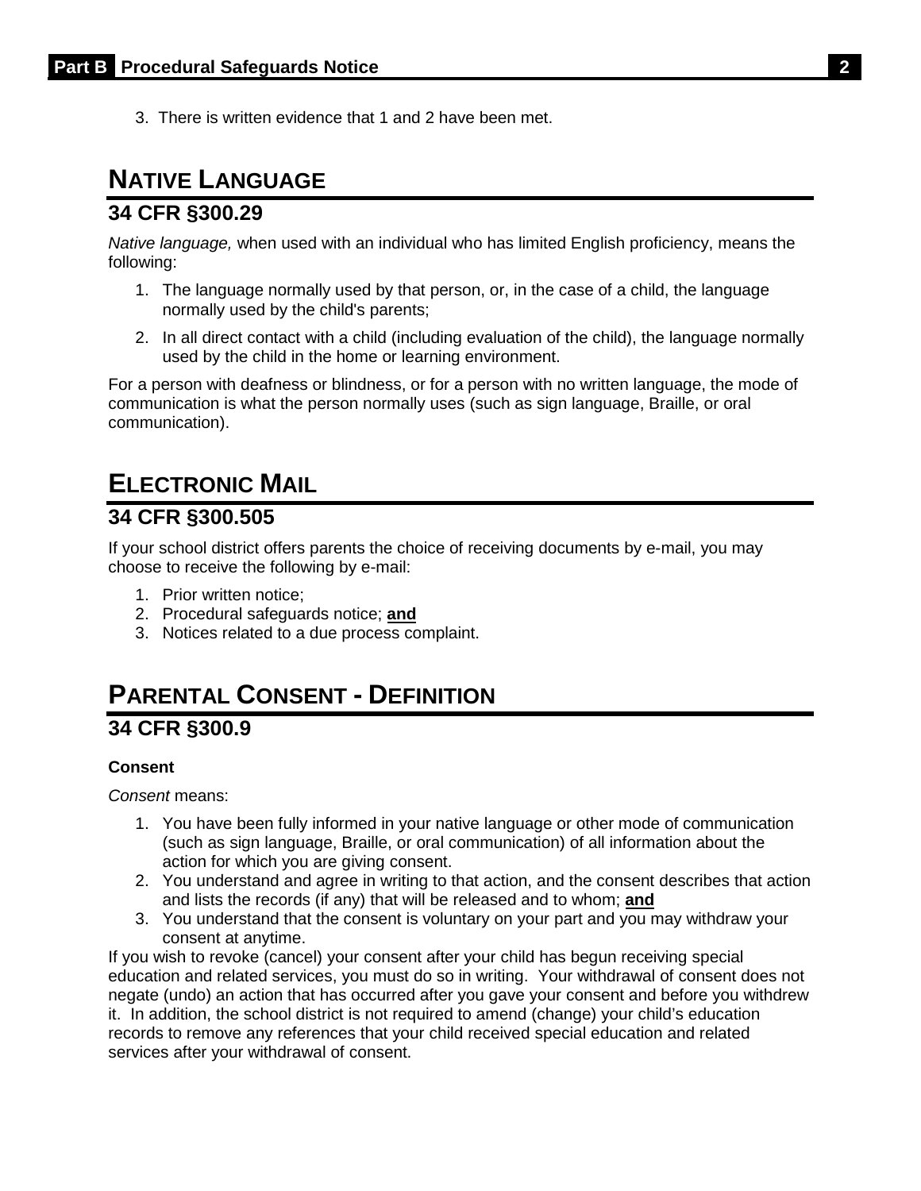3. There is written evidence that 1 and 2 have been met.

## NATIVE LANGUAGE

### 34 CFR §300.29

*Native language,* when used with an individual who has limited English proficiency, means the following:

1. The language normally used by that person, or, in the case of a child, the language normally used by the child's parents;
2. In all direct contact with a child (including evaluation of the child), the language normally used by the child in the home or learning environment.

For a person with deafness or blindness, or for a person with no written language, the mode of communication is what the person normally uses (such as sign language, Braille, or oral communication).

## ELECTRONIC MAIL

### 34 CFR §300.505

If your school district offers parents the choice of receiving documents by e-mail, you may choose to receive the following by e-mail:

1. Prior written notice;
2. Procedural safeguards notice; **and**
3. Notices related to a due process complaint.

## PARENTAL CONSENT - DEFINITION

### 34 CFR §300.9

**Consent**

*Consent* means:

1. You have been fully informed in your native language or other mode of communication (such as sign language, Braille, or oral communication) of all information about the action for which you are giving consent.
2. You understand and agree in writing to that action, and the consent describes that action and lists the records (if any) that will be released and to whom; **and**
3. You understand that the consent is voluntary on your part and you may withdraw your consent at anytime.

If you wish to revoke (cancel) your consent after your child has begun receiving special education and related services, you must do so in writing. Your withdrawal of consent does not negate (undo) an action that has occurred after you gave your consent and before you withdrew it. In addition, the school district is not required to amend (change) your child's education records to remove any references that your child received special education and related services after your withdrawal of consent.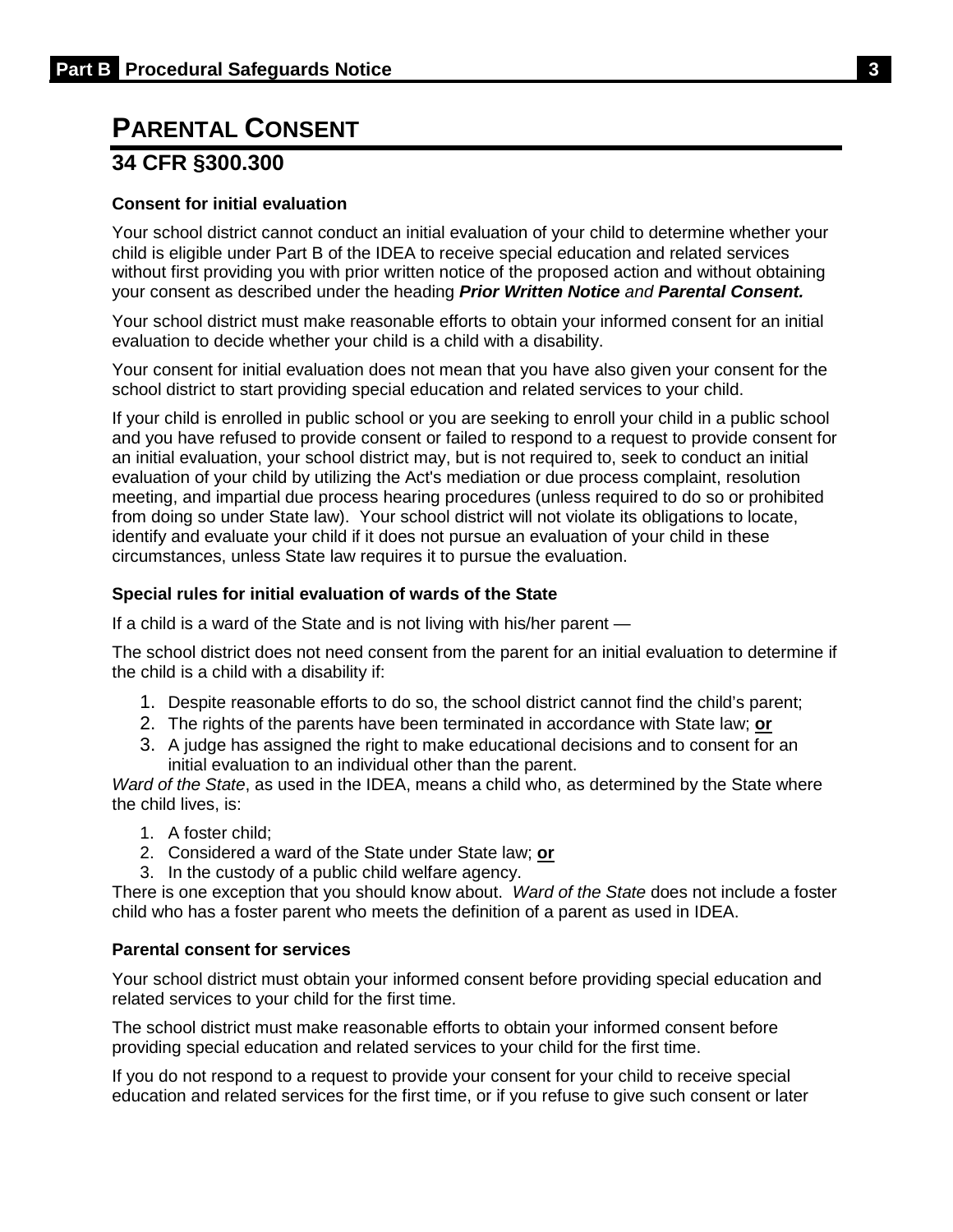# PARENTAL CONSENT

## 34 CFR §300.300

### Consent for initial evaluation

Your school district cannot conduct an initial evaluation of your child to determine whether your child is eligible under Part B of the IDEA to receive special education and related services without first providing you with prior written notice of the proposed action and without obtaining your consent as described under the heading ***Prior Written Notice*** *and* ***Parental Consent.***

Your school district must make reasonable efforts to obtain your informed consent for an initial evaluation to decide whether your child is a child with a disability.

Your consent for initial evaluation does not mean that you have also given your consent for the school district to start providing special education and related services to your child.

If your child is enrolled in public school or you are seeking to enroll your child in a public school and you have refused to provide consent or failed to respond to a request to provide consent for an initial evaluation, your school district may, but is not required to, seek to conduct an initial evaluation of your child by utilizing the Act's mediation or due process complaint, resolution meeting, and impartial due process hearing procedures (unless required to do so or prohibited from doing so under State law). Your school district will not violate its obligations to locate, identify and evaluate your child if it does not pursue an evaluation of your child in these circumstances, unless State law requires it to pursue the evaluation.

### Special rules for initial evaluation of wards of the State

If a child is a ward of the State and is not living with his/her parent —

The school district does not need consent from the parent for an initial evaluation to determine if the child is a child with a disability if:

1. Despite reasonable efforts to do so, the school district cannot find the child's parent;
2. The rights of the parents have been terminated in accordance with State law; **or**
3. A judge has assigned the right to make educational decisions and to consent for an initial evaluation to an individual other than the parent.

*Ward of the State*, as used in the IDEA, means a child who, as determined by the State where the child lives, is:

1. A foster child;
2. Considered a ward of the State under State law; **or**
3. In the custody of a public child welfare agency.

There is one exception that you should know about. *Ward of the State* does not include a foster child who has a foster parent who meets the definition of a parent as used in IDEA.

### Parental consent for services

Your school district must obtain your informed consent before providing special education and related services to your child for the first time.

The school district must make reasonable efforts to obtain your informed consent before providing special education and related services to your child for the first time.

If you do not respond to a request to provide your consent for your child to receive special education and related services for the first time, or if you refuse to give such consent or later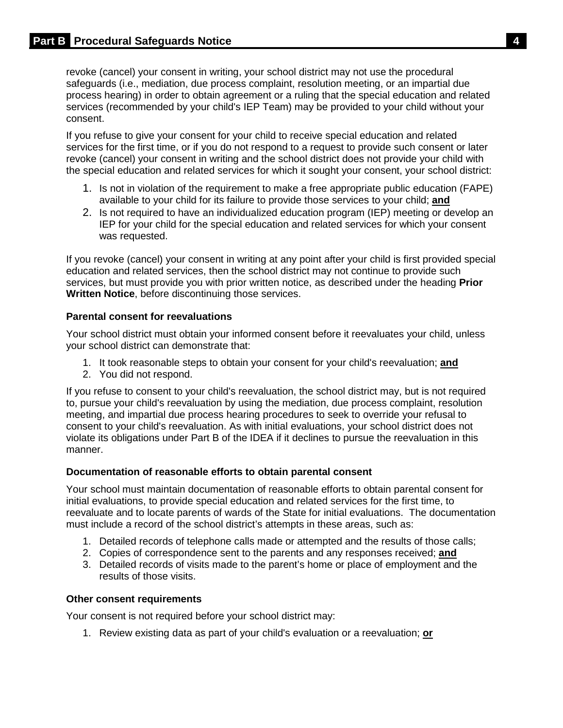revoke (cancel) your consent in writing, your school district may not use the procedural safeguards (i.e., mediation, due process complaint, resolution meeting, or an impartial due process hearing) in order to obtain agreement or a ruling that the special education and related services (recommended by your child's IEP Team) may be provided to your child without your consent.

If you refuse to give your consent for your child to receive special education and related services for the first time, or if you do not respond to a request to provide such consent or later revoke (cancel) your consent in writing and the school district does not provide your child with the special education and related services for which it sought your consent, your school district:

1. Is not in violation of the requirement to make a free appropriate public education (FAPE) available to your child for its failure to provide those services to your child; **and**
2. Is not required to have an individualized education program (IEP) meeting or develop an IEP for your child for the special education and related services for which your consent was requested.

If you revoke (cancel) your consent in writing at any point after your child is first provided special education and related services, then the school district may not continue to provide such services, but must provide you with prior written notice, as described under the heading **Prior Written Notice**, before discontinuing those services.

**Parental consent for reevaluations**

Your school district must obtain your informed consent before it reevaluates your child, unless your school district can demonstrate that:

1. It took reasonable steps to obtain your consent for your child's reevaluation; **and**
2. You did not respond.

If you refuse to consent to your child's reevaluation, the school district may, but is not required to, pursue your child's reevaluation by using the mediation, due process complaint, resolution meeting, and impartial due process hearing procedures to seek to override your refusal to consent to your child's reevaluation. As with initial evaluations, your school district does not violate its obligations under Part B of the IDEA if it declines to pursue the reevaluation in this manner.

**Documentation of reasonable efforts to obtain parental consent**

Your school must maintain documentation of reasonable efforts to obtain parental consent for initial evaluations, to provide special education and related services for the first time, to reevaluate and to locate parents of wards of the State for initial evaluations. The documentation must include a record of the school district's attempts in these areas, such as:

1. Detailed records of telephone calls made or attempted and the results of those calls;
2. Copies of correspondence sent to the parents and any responses received; **and**
3. Detailed records of visits made to the parent's home or place of employment and the results of those visits.

**Other consent requirements**

Your consent is not required before your school district may:

1. Review existing data as part of your child's evaluation or a reevaluation; **or**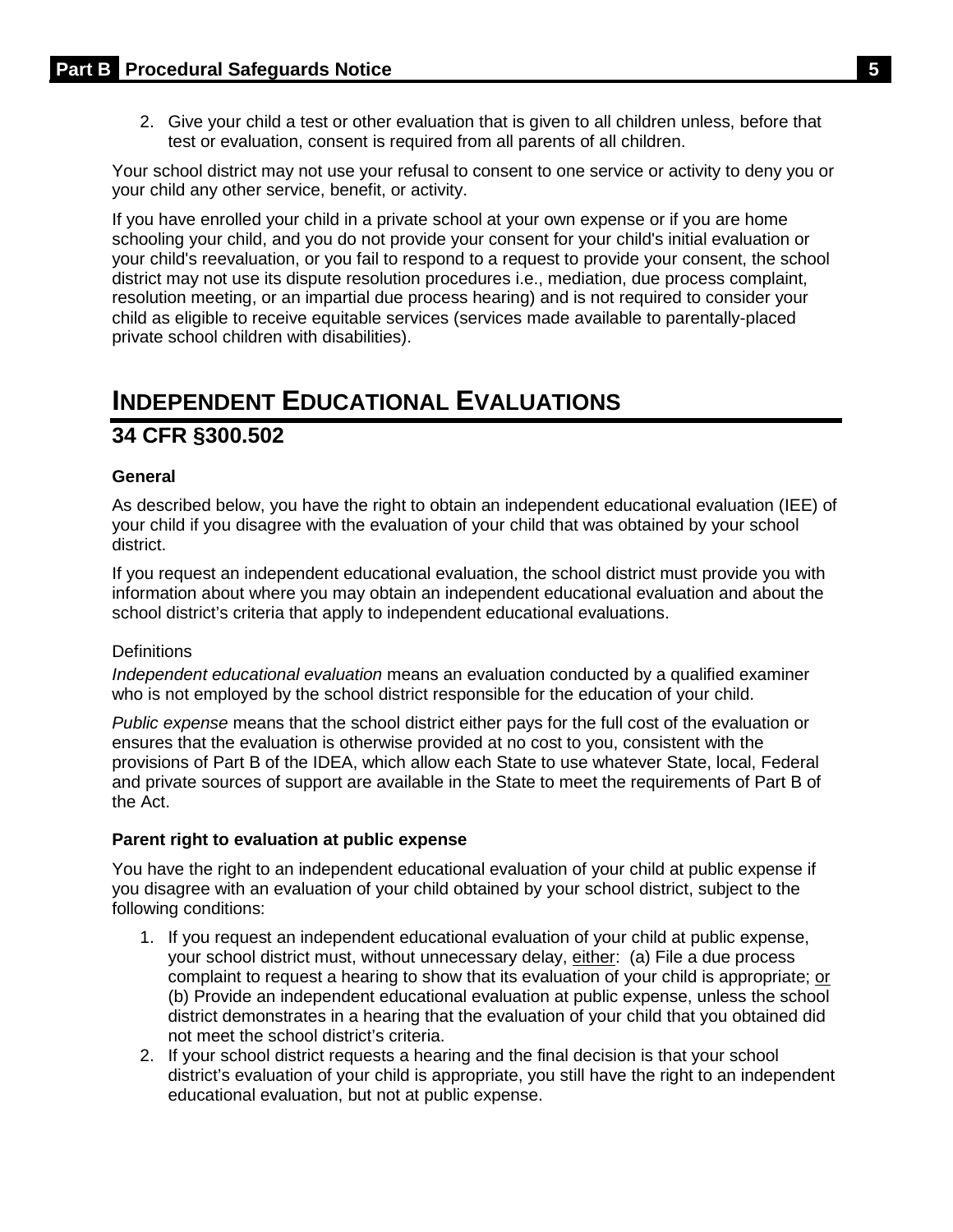2. Give your child a test or other evaluation that is given to all children unless, before that test or evaluation, consent is required from all parents of all children.

Your school district may not use your refusal to consent to one service or activity to deny you or your child any other service, benefit, or activity.

If you have enrolled your child in a private school at your own expense or if you are home schooling your child, and you do not provide your consent for your child's initial evaluation or your child's reevaluation, or you fail to respond to a request to provide your consent, the school district may not use its dispute resolution procedures i.e., mediation, due process complaint, resolution meeting, or an impartial due process hearing) and is not required to consider your child as eligible to receive equitable services (services made available to parentally-placed private school children with disabilities).

# INDEPENDENT EDUCATIONAL EVALUATIONS

## 34 CFR §300.502

**General**

As described below, you have the right to obtain an independent educational evaluation (IEE) of your child if you disagree with the evaluation of your child that was obtained by your school district.

If you request an independent educational evaluation, the school district must provide you with information about where you may obtain an independent educational evaluation and about the school district's criteria that apply to independent educational evaluations.

Definitions

*Independent educational evaluation* means an evaluation conducted by a qualified examiner who is not employed by the school district responsible for the education of your child.

*Public expense* means that the school district either pays for the full cost of the evaluation or ensures that the evaluation is otherwise provided at no cost to you, consistent with the provisions of Part B of the IDEA, which allow each State to use whatever State, local, Federal and private sources of support are available in the State to meet the requirements of Part B of the Act.

**Parent right to evaluation at public expense**

You have the right to an independent educational evaluation of your child at public expense if you disagree with an evaluation of your child obtained by your school district, subject to the following conditions:

1. If you request an independent educational evaluation of your child at public expense, your school district must, without unnecessary delay, either: (a) File a due process complaint to request a hearing to show that its evaluation of your child is appropriate; or (b) Provide an independent educational evaluation at public expense, unless the school district demonstrates in a hearing that the evaluation of your child that you obtained did not meet the school district's criteria.
2. If your school district requests a hearing and the final decision is that your school district's evaluation of your child is appropriate, you still have the right to an independent educational evaluation, but not at public expense.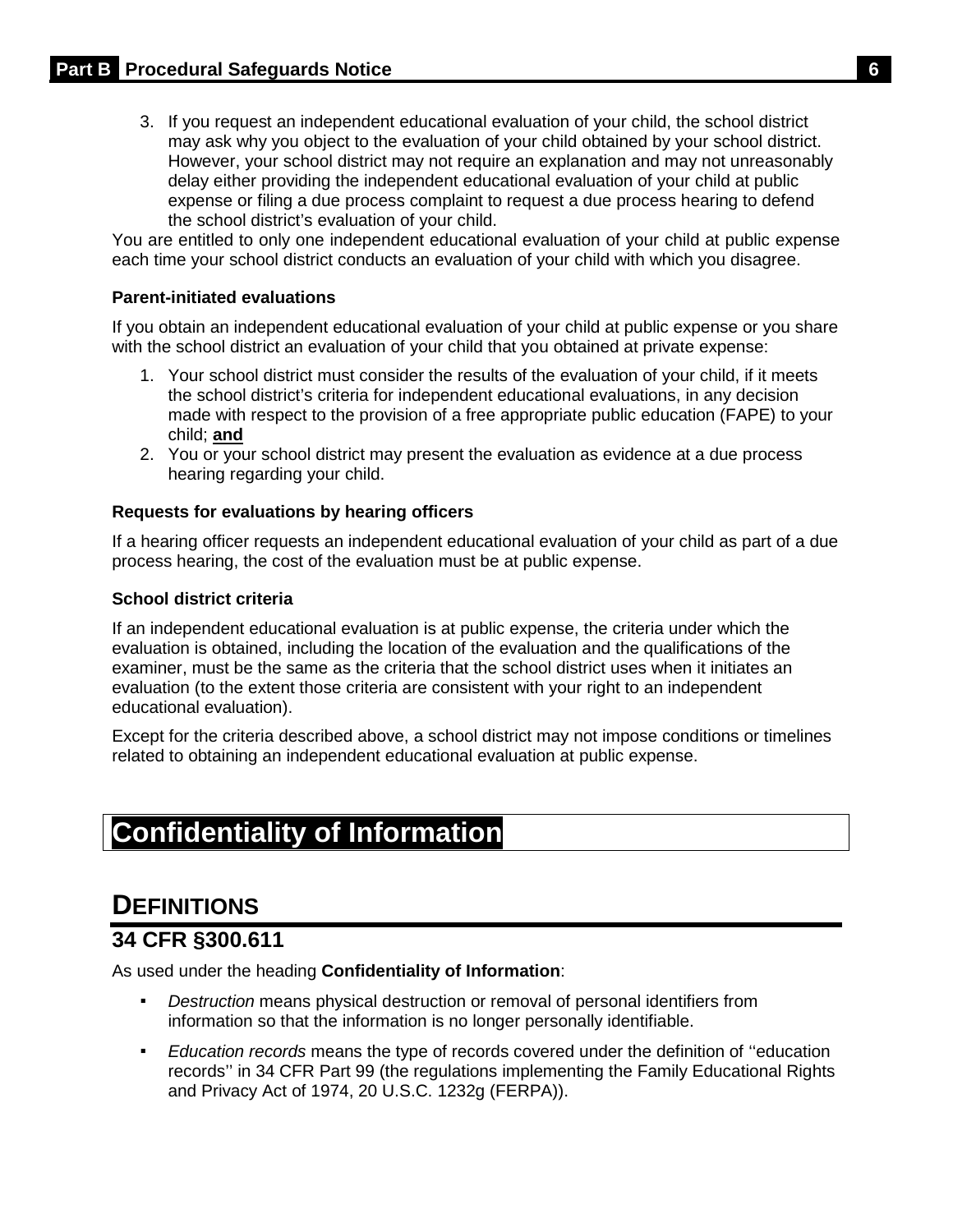3. If you request an independent educational evaluation of your child, the school district may ask why you object to the evaluation of your child obtained by your school district. However, your school district may not require an explanation and may not unreasonably delay either providing the independent educational evaluation of your child at public expense or filing a due process complaint to request a due process hearing to defend the school district's evaluation of your child.

You are entitled to only one independent educational evaluation of your child at public expense each time your school district conducts an evaluation of your child with which you disagree.

#### Parent-initiated evaluations

If you obtain an independent educational evaluation of your child at public expense or you share with the school district an evaluation of your child that you obtained at private expense:

1. Your school district must consider the results of the evaluation of your child, if it meets the school district's criteria for independent educational evaluations, in any decision made with respect to the provision of a free appropriate public education (FAPE) to your child; **and**
2. You or your school district may present the evaluation as evidence at a due process hearing regarding your child.

#### Requests for evaluations by hearing officers

If a hearing officer requests an independent educational evaluation of your child as part of a due process hearing, the cost of the evaluation must be at public expense.

#### School district criteria

If an independent educational evaluation is at public expense, the criteria under which the evaluation is obtained, including the location of the evaluation and the qualifications of the examiner, must be the same as the criteria that the school district uses when it initiates an evaluation (to the extent those criteria are consistent with your right to an independent educational evaluation).

Except for the criteria described above, a school district may not impose conditions or timelines related to obtaining an independent educational evaluation at public expense.

# Confidentiality of Information

## DEFINITIONS

### 34 CFR §300.611

As used under the heading **Confidentiality of Information**:

- *Destruction* means physical destruction or removal of personal identifiers from information so that the information is no longer personally identifiable.
- *Education records* means the type of records covered under the definition of ''education records'' in 34 CFR Part 99 (the regulations implementing the Family Educational Rights and Privacy Act of 1974, 20 U.S.C. 1232g (FERPA)).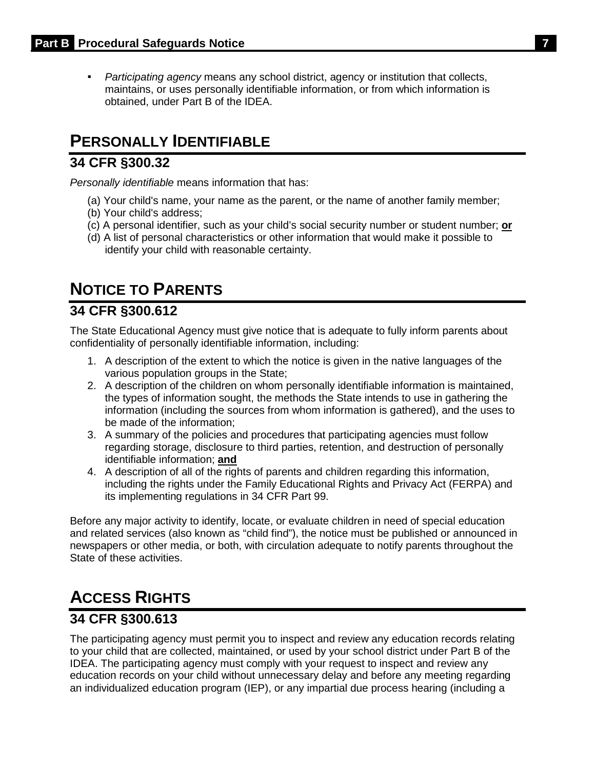- *Participating agency* means any school district, agency or institution that collects, maintains, or uses personally identifiable information, or from which information is obtained, under Part B of the IDEA.

## Personally Identifiable

### 34 CFR §300.32

*Personally identifiable* means information that has:

(a) Your child's name, your name as the parent, or the name of another family member;
(b) Your child's address;
(c) A personal identifier, such as your child's social security number or student number; **or**
(d) A list of personal characteristics or other information that would make it possible to identify your child with reasonable certainty.

## Notice to Parents

### 34 CFR §300.612

The State Educational Agency must give notice that is adequate to fully inform parents about confidentiality of personally identifiable information, including:

1. A description of the extent to which the notice is given in the native languages of the various population groups in the State;
2. A description of the children on whom personally identifiable information is maintained, the types of information sought, the methods the State intends to use in gathering the information (including the sources from whom information is gathered), and the uses to be made of the information;
3. A summary of the policies and procedures that participating agencies must follow regarding storage, disclosure to third parties, retention, and destruction of personally identifiable information; **and**
4. A description of all of the rights of parents and children regarding this information, including the rights under the Family Educational Rights and Privacy Act (FERPA) and its implementing regulations in 34 CFR Part 99.

Before any major activity to identify, locate, or evaluate children in need of special education and related services (also known as "child find"), the notice must be published or announced in newspapers or other media, or both, with circulation adequate to notify parents throughout the State of these activities.

## Access Rights

### 34 CFR §300.613

The participating agency must permit you to inspect and review any education records relating to your child that are collected, maintained, or used by your school district under Part B of the IDEA. The participating agency must comply with your request to inspect and review any education records on your child without unnecessary delay and before any meeting regarding an individualized education program (IEP), or any impartial due process hearing (including a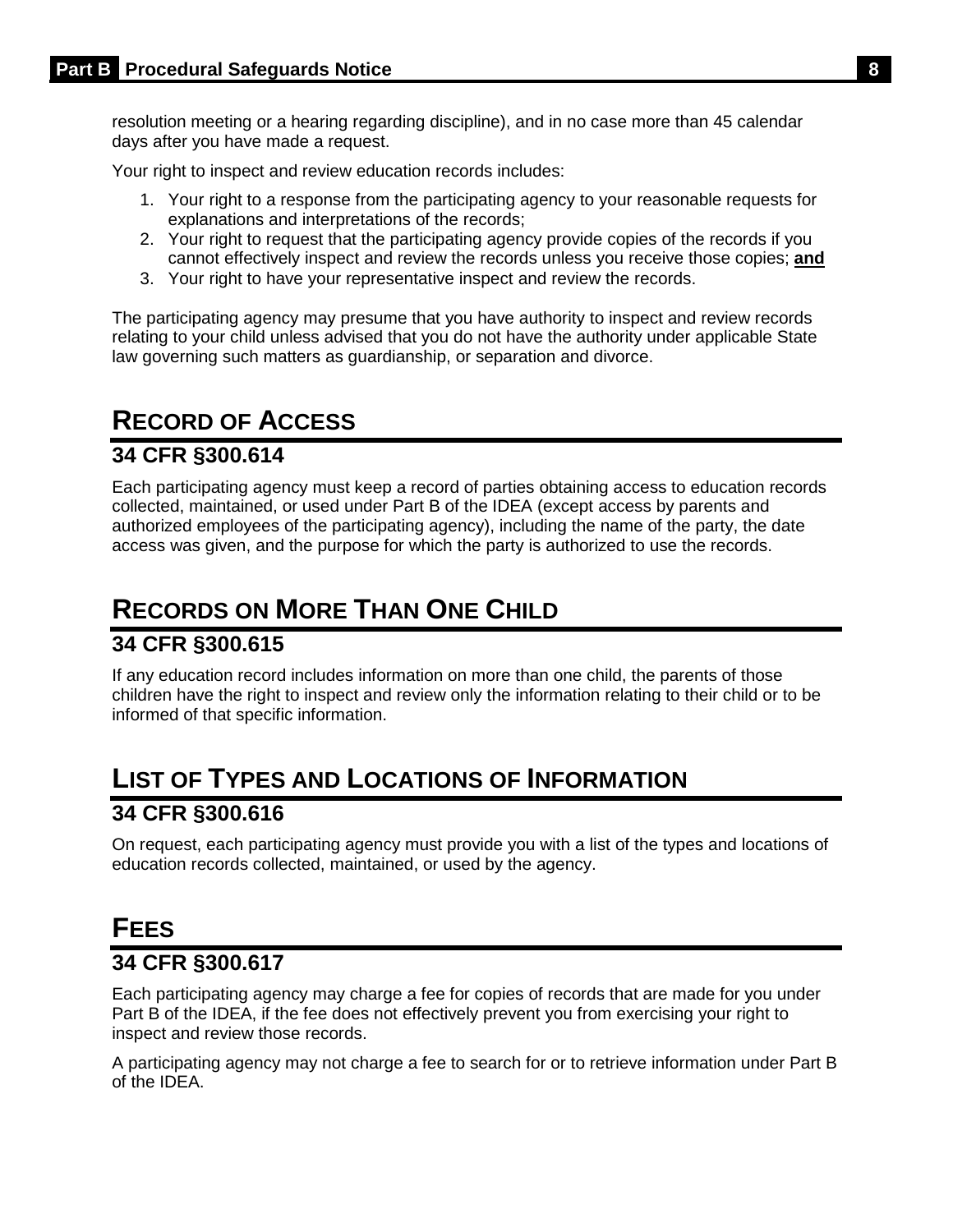resolution meeting or a hearing regarding discipline), and in no case more than 45 calendar days after you have made a request.

Your right to inspect and review education records includes:

1. Your right to a response from the participating agency to your reasonable requests for explanations and interpretations of the records;
2. Your right to request that the participating agency provide copies of the records if you cannot effectively inspect and review the records unless you receive those copies; **and**
3. Your right to have your representative inspect and review the records.

The participating agency may presume that you have authority to inspect and review records relating to your child unless advised that you do not have the authority under applicable State law governing such matters as guardianship, or separation and divorce.

## RECORD OF ACCESS

### 34 CFR §300.614

Each participating agency must keep a record of parties obtaining access to education records collected, maintained, or used under Part B of the IDEA (except access by parents and authorized employees of the participating agency), including the name of the party, the date access was given, and the purpose for which the party is authorized to use the records.

## RECORDS ON MORE THAN ONE CHILD

### 34 CFR §300.615

If any education record includes information on more than one child, the parents of those children have the right to inspect and review only the information relating to their child or to be informed of that specific information.

## LIST OF TYPES AND LOCATIONS OF INFORMATION

### 34 CFR §300.616

On request, each participating agency must provide you with a list of the types and locations of education records collected, maintained, or used by the agency.

## FEES

### 34 CFR §300.617

Each participating agency may charge a fee for copies of records that are made for you under Part B of the IDEA, if the fee does not effectively prevent you from exercising your right to inspect and review those records.

A participating agency may not charge a fee to search for or to retrieve information under Part B of the IDEA.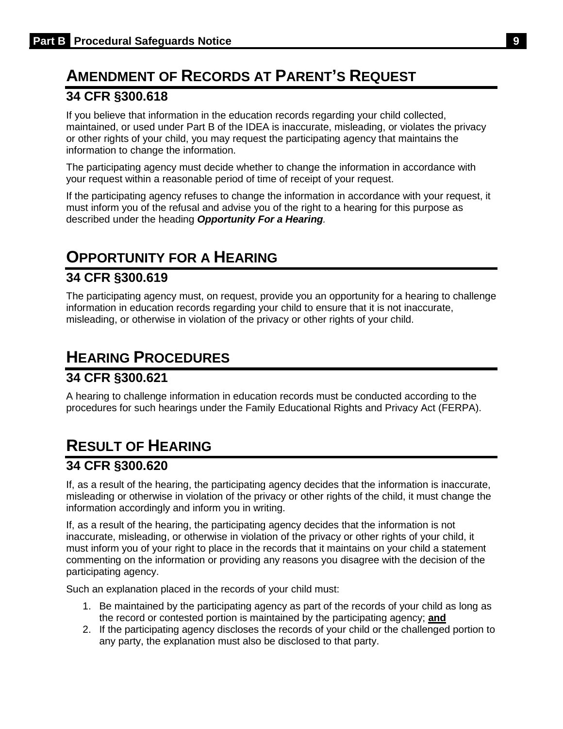## AMENDMENT OF RECORDS AT PARENT'S REQUEST

### 34 CFR §300.618

If you believe that information in the education records regarding your child collected, maintained, or used under Part B of the IDEA is inaccurate, misleading, or violates the privacy or other rights of your child, you may request the participating agency that maintains the information to change the information.

The participating agency must decide whether to change the information in accordance with your request within a reasonable period of time of receipt of your request.

If the participating agency refuses to change the information in accordance with your request, it must inform you of the refusal and advise you of the right to a hearing for this purpose as described under the heading ***Opportunity For a Hearing***.

## OPPORTUNITY FOR A HEARING

### 34 CFR §300.619

The participating agency must, on request, provide you an opportunity for a hearing to challenge information in education records regarding your child to ensure that it is not inaccurate, misleading, or otherwise in violation of the privacy or other rights of your child.

## HEARING PROCEDURES

### 34 CFR §300.621

A hearing to challenge information in education records must be conducted according to the procedures for such hearings under the Family Educational Rights and Privacy Act (FERPA).

## RESULT OF HEARING

### 34 CFR §300.620

If, as a result of the hearing, the participating agency decides that the information is inaccurate, misleading or otherwise in violation of the privacy or other rights of the child, it must change the information accordingly and inform you in writing.

If, as a result of the hearing, the participating agency decides that the information is not inaccurate, misleading, or otherwise in violation of the privacy or other rights of your child, it must inform you of your right to place in the records that it maintains on your child a statement commenting on the information or providing any reasons you disagree with the decision of the participating agency.

Such an explanation placed in the records of your child must:

1. Be maintained by the participating agency as part of the records of your child as long as the record or contested portion is maintained by the participating agency; **and**
2. If the participating agency discloses the records of your child or the challenged portion to any party, the explanation must also be disclosed to that party.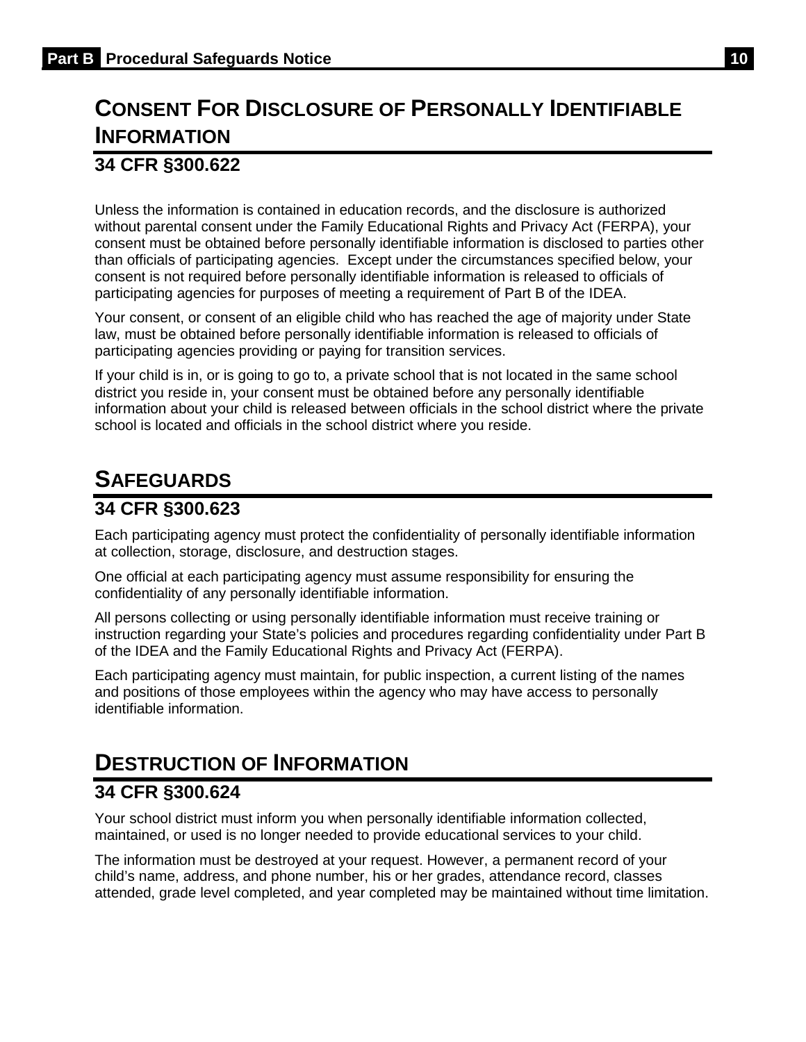## CONSENT FOR DISCLOSURE OF PERSONALLY IDENTIFIABLE INFORMATION

### 34 CFR §300.622

Unless the information is contained in education records, and the disclosure is authorized without parental consent under the Family Educational Rights and Privacy Act (FERPA), your consent must be obtained before personally identifiable information is disclosed to parties other than officials of participating agencies. Except under the circumstances specified below, your consent is not required before personally identifiable information is released to officials of participating agencies for purposes of meeting a requirement of Part B of the IDEA.

Your consent, or consent of an eligible child who has reached the age of majority under State law, must be obtained before personally identifiable information is released to officials of participating agencies providing or paying for transition services.

If your child is in, or is going to go to, a private school that is not located in the same school district you reside in, your consent must be obtained before any personally identifiable information about your child is released between officials in the school district where the private school is located and officials in the school district where you reside.

## SAFEGUARDS

### 34 CFR §300.623

Each participating agency must protect the confidentiality of personally identifiable information at collection, storage, disclosure, and destruction stages.

One official at each participating agency must assume responsibility for ensuring the confidentiality of any personally identifiable information.

All persons collecting or using personally identifiable information must receive training or instruction regarding your State's policies and procedures regarding confidentiality under Part B of the IDEA and the Family Educational Rights and Privacy Act (FERPA).

Each participating agency must maintain, for public inspection, a current listing of the names and positions of those employees within the agency who may have access to personally identifiable information.

## DESTRUCTION OF INFORMATION

### 34 CFR §300.624

Your school district must inform you when personally identifiable information collected, maintained, or used is no longer needed to provide educational services to your child.

The information must be destroyed at your request. However, a permanent record of your child's name, address, and phone number, his or her grades, attendance record, classes attended, grade level completed, and year completed may be maintained without time limitation.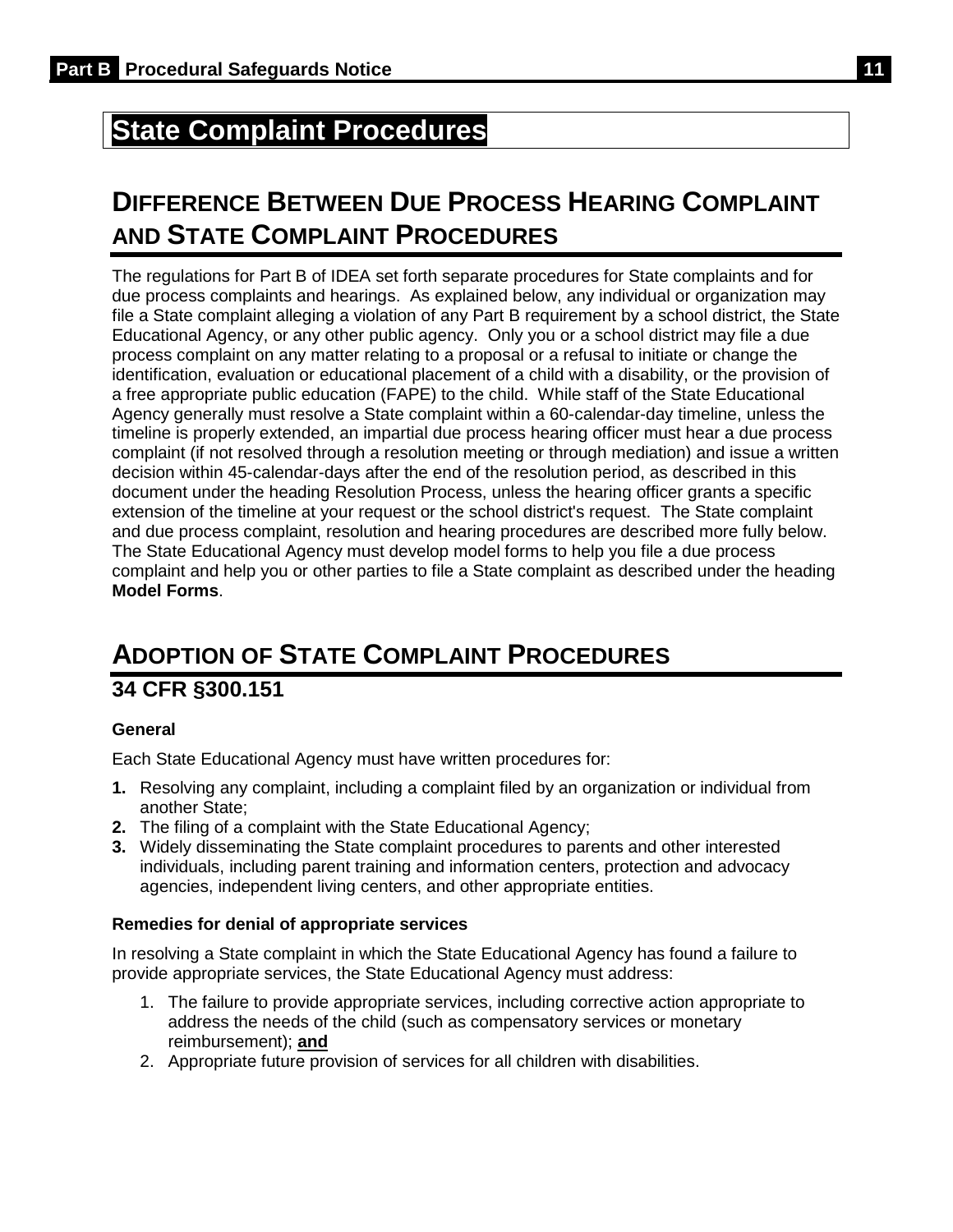# State Complaint Procedures

## DIFFERENCE BETWEEN DUE PROCESS HEARING COMPLAINT AND STATE COMPLAINT PROCEDURES

The regulations for Part B of IDEA set forth separate procedures for State complaints and for due process complaints and hearings. As explained below, any individual or organization may file a State complaint alleging a violation of any Part B requirement by a school district, the State Educational Agency, or any other public agency. Only you or a school district may file a due process complaint on any matter relating to a proposal or a refusal to initiate or change the identification, evaluation or educational placement of a child with a disability, or the provision of a free appropriate public education (FAPE) to the child. While staff of the State Educational Agency generally must resolve a State complaint within a 60-calendar-day timeline, unless the timeline is properly extended, an impartial due process hearing officer must hear a due process complaint (if not resolved through a resolution meeting or through mediation) and issue a written decision within 45-calendar-days after the end of the resolution period, as described in this document under the heading Resolution Process, unless the hearing officer grants a specific extension of the timeline at your request or the school district's request. The State complaint and due process complaint, resolution and hearing procedures are described more fully below. The State Educational Agency must develop model forms to help you file a due process complaint and help you or other parties to file a State complaint as described under the heading **Model Forms**.

## ADOPTION OF STATE COMPLAINT PROCEDURES

### 34 CFR §300.151

**General**

Each State Educational Agency must have written procedures for:

1. Resolving any complaint, including a complaint filed by an organization or individual from another State;
2. The filing of a complaint with the State Educational Agency;
3. Widely disseminating the State complaint procedures to parents and other interested individuals, including parent training and information centers, protection and advocacy agencies, independent living centers, and other appropriate entities.

**Remedies for denial of appropriate services**

In resolving a State complaint in which the State Educational Agency has found a failure to provide appropriate services, the State Educational Agency must address:

1. The failure to provide appropriate services, including corrective action appropriate to address the needs of the child (such as compensatory services or monetary reimbursement); **and**
2. Appropriate future provision of services for all children with disabilities.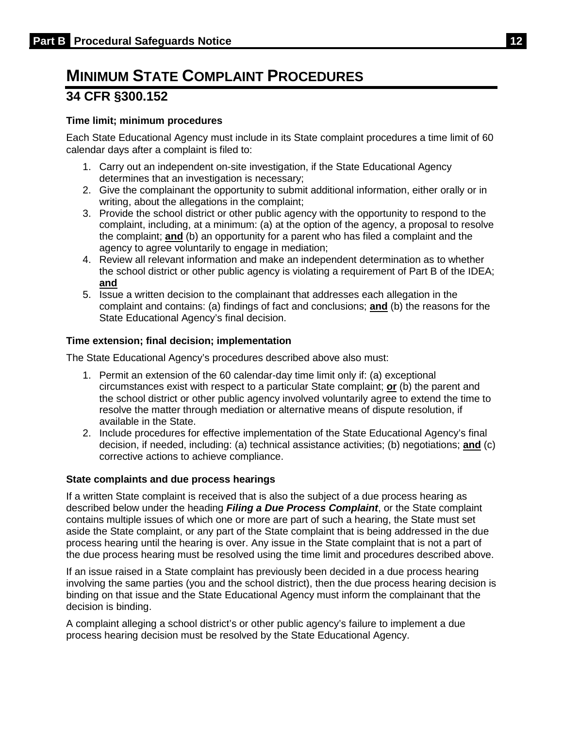# MINIMUM STATE COMPLAINT PROCEDURES

## 34 CFR §300.152

### Time limit; minimum procedures

Each State Educational Agency must include in its State complaint procedures a time limit of 60 calendar days after a complaint is filed to:

1. Carry out an independent on-site investigation, if the State Educational Agency determines that an investigation is necessary;
2. Give the complainant the opportunity to submit additional information, either orally or in writing, about the allegations in the complaint;
3. Provide the school district or other public agency with the opportunity to respond to the complaint, including, at a minimum: (a) at the option of the agency, a proposal to resolve the complaint; **and** (b) an opportunity for a parent who has filed a complaint and the agency to agree voluntarily to engage in mediation;
4. Review all relevant information and make an independent determination as to whether the school district or other public agency is violating a requirement of Part B of the IDEA; **and**
5. Issue a written decision to the complainant that addresses each allegation in the complaint and contains: (a) findings of fact and conclusions; **and** (b) the reasons for the State Educational Agency's final decision.

### Time extension; final decision; implementation

The State Educational Agency's procedures described above also must:

1. Permit an extension of the 60 calendar-day time limit only if: (a) exceptional circumstances exist with respect to a particular State complaint; **or** (b) the parent and the school district or other public agency involved voluntarily agree to extend the time to resolve the matter through mediation or alternative means of dispute resolution, if available in the State.
2. Include procedures for effective implementation of the State Educational Agency's final decision, if needed, including: (a) technical assistance activities; (b) negotiations; **and** (c) corrective actions to achieve compliance.

### State complaints and due process hearings

If a written State complaint is received that is also the subject of a due process hearing as described below under the heading ***Filing a Due Process Complaint***, or the State complaint contains multiple issues of which one or more are part of such a hearing, the State must set aside the State complaint, or any part of the State complaint that is being addressed in the due process hearing until the hearing is over. Any issue in the State complaint that is not a part of the due process hearing must be resolved using the time limit and procedures described above.

If an issue raised in a State complaint has previously been decided in a due process hearing involving the same parties (you and the school district), then the due process hearing decision is binding on that issue and the State Educational Agency must inform the complainant that the decision is binding.

A complaint alleging a school district's or other public agency's failure to implement a due process hearing decision must be resolved by the State Educational Agency.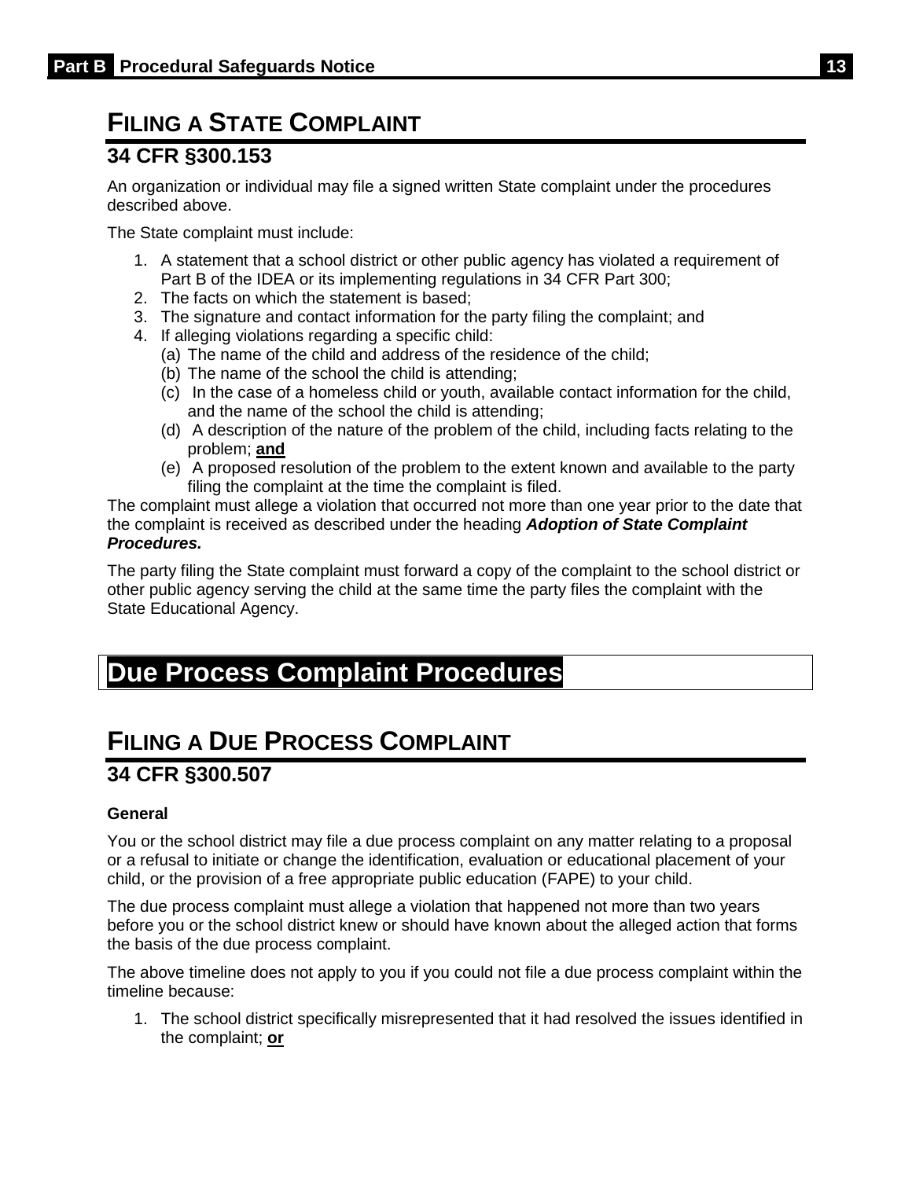## FILING A STATE COMPLAINT

### 34 CFR §300.153

An organization or individual may file a signed written State complaint under the procedures described above.

The State complaint must include:

1. A statement that a school district or other public agency has violated a requirement of Part B of the IDEA or its implementing regulations in 34 CFR Part 300;
2. The facts on which the statement is based;
3. The signature and contact information for the party filing the complaint; and
4. If alleging violations regarding a specific child:
   (a) The name of the child and address of the residence of the child;
   (b) The name of the school the child is attending;
   (c) In the case of a homeless child or youth, available contact information for the child, and the name of the school the child is attending;
   (d) A description of the nature of the problem of the child, including facts relating to the problem; **and**
   (e) A proposed resolution of the problem to the extent known and available to the party filing the complaint at the time the complaint is filed.

The complaint must allege a violation that occurred not more than one year prior to the date that the complaint is received as described under the heading ***Adoption of State Complaint Procedures.***

The party filing the State complaint must forward a copy of the complaint to the school district or other public agency serving the child at the same time the party files the complaint with the State Educational Agency.

# Due Process Complaint Procedures

## FILING A DUE PROCESS COMPLAINT

### 34 CFR §300.507

**General**

You or the school district may file a due process complaint on any matter relating to a proposal or a refusal to initiate or change the identification, evaluation or educational placement of your child, or the provision of a free appropriate public education (FAPE) to your child.

The due process complaint must allege a violation that happened not more than two years before you or the school district knew or should have known about the alleged action that forms the basis of the due process complaint.

The above timeline does not apply to you if you could not file a due process complaint within the timeline because:

1. The school district specifically misrepresented that it had resolved the issues identified in the complaint; **or**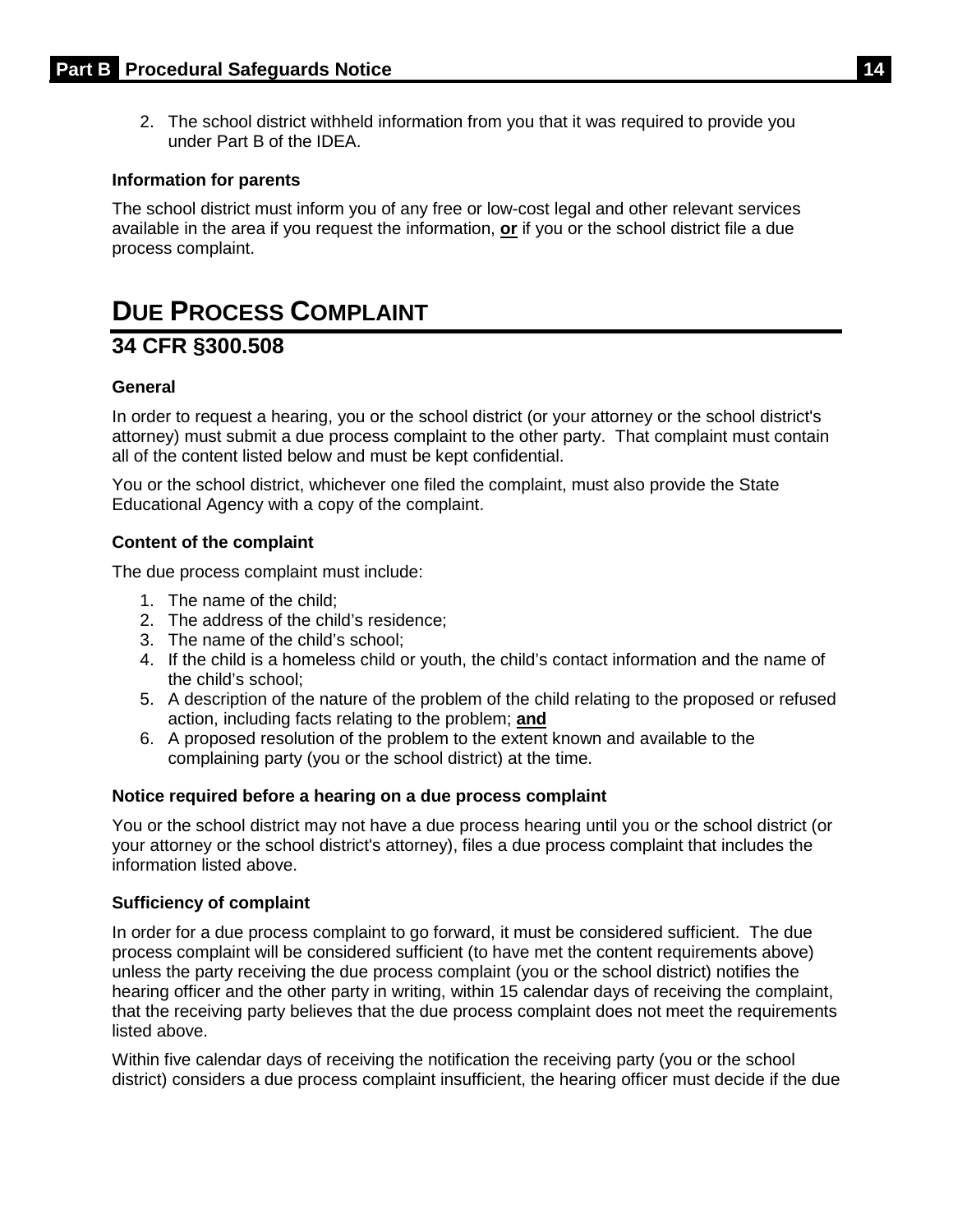2. The school district withheld information from you that it was required to provide you under Part B of the IDEA.

**Information for parents**

The school district must inform you of any free or low-cost legal and other relevant services available in the area if you request the information, **or** if you or the school district file a due process complaint.

# DUE PROCESS COMPLAINT

## 34 CFR §300.508

**General**

In order to request a hearing, you or the school district (or your attorney or the school district's attorney) must submit a due process complaint to the other party. That complaint must contain all of the content listed below and must be kept confidential.

You or the school district, whichever one filed the complaint, must also provide the State Educational Agency with a copy of the complaint.

**Content of the complaint**

The due process complaint must include:

1. The name of the child;
2. The address of the child's residence;
3. The name of the child's school;
4. If the child is a homeless child or youth, the child's contact information and the name of the child's school;
5. A description of the nature of the problem of the child relating to the proposed or refused action, including facts relating to the problem; **and**
6. A proposed resolution of the problem to the extent known and available to the complaining party (you or the school district) at the time.

**Notice required before a hearing on a due process complaint**

You or the school district may not have a due process hearing until you or the school district (or your attorney or the school district's attorney), files a due process complaint that includes the information listed above.

**Sufficiency of complaint**

In order for a due process complaint to go forward, it must be considered sufficient. The due process complaint will be considered sufficient (to have met the content requirements above) unless the party receiving the due process complaint (you or the school district) notifies the hearing officer and the other party in writing, within 15 calendar days of receiving the complaint, that the receiving party believes that the due process complaint does not meet the requirements listed above.

Within five calendar days of receiving the notification the receiving party (you or the school district) considers a due process complaint insufficient, the hearing officer must decide if the due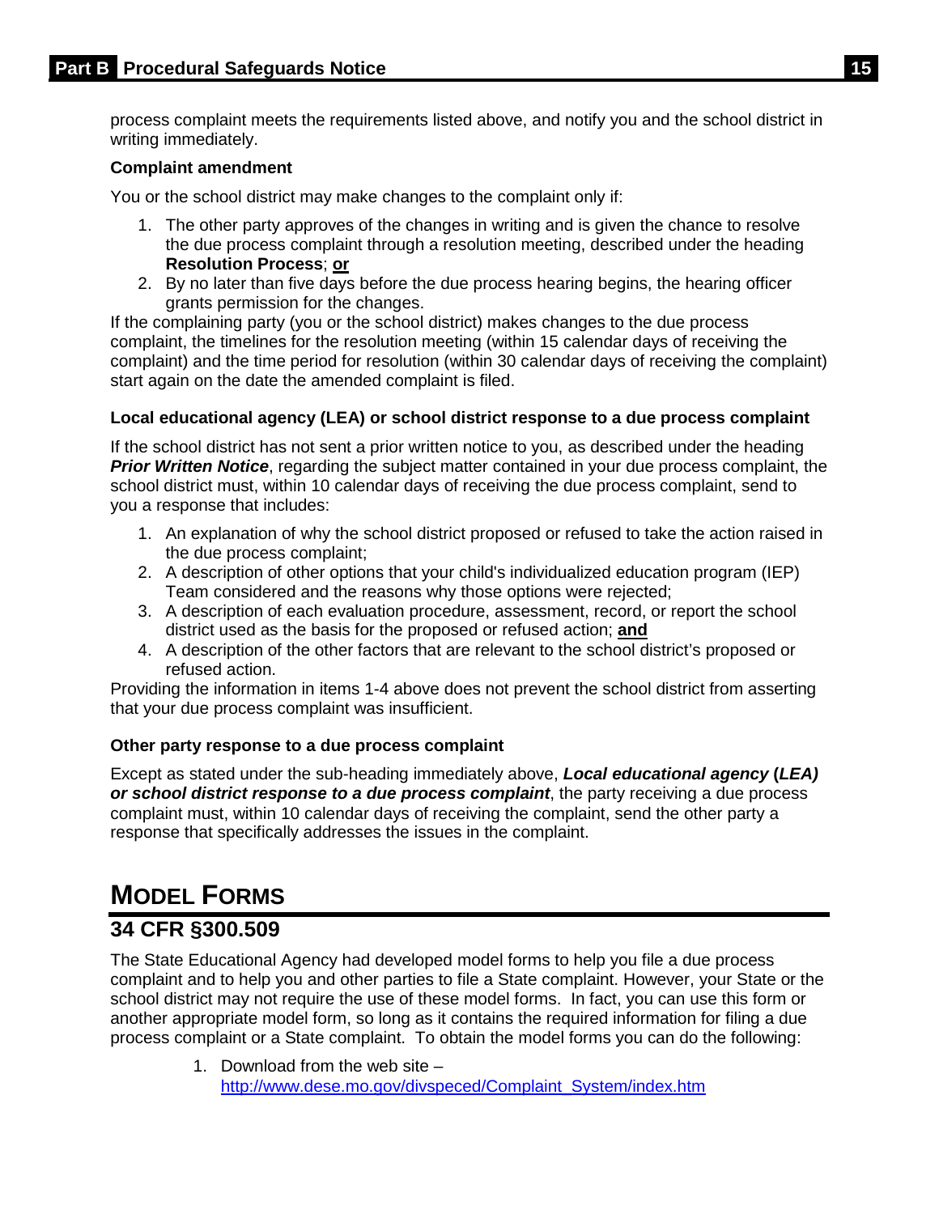process complaint meets the requirements listed above, and notify you and the school district in writing immediately.

**Complaint amendment**

You or the school district may make changes to the complaint only if:

1. The other party approves of the changes in writing and is given the chance to resolve the due process complaint through a resolution meeting, described under the heading **Resolution Process**; **or**
2. By no later than five days before the due process hearing begins, the hearing officer grants permission for the changes.

If the complaining party (you or the school district) makes changes to the due process complaint, the timelines for the resolution meeting (within 15 calendar days of receiving the complaint) and the time period for resolution (within 30 calendar days of receiving the complaint) start again on the date the amended complaint is filed.

**Local educational agency (LEA) or school district response to a due process complaint**

If the school district has not sent a prior written notice to you, as described under the heading ***Prior Written Notice***, regarding the subject matter contained in your due process complaint, the school district must, within 10 calendar days of receiving the due process complaint, send to you a response that includes:

1. An explanation of why the school district proposed or refused to take the action raised in the due process complaint;
2. A description of other options that your child's individualized education program (IEP) Team considered and the reasons why those options were rejected;
3. A description of each evaluation procedure, assessment, record, or report the school district used as the basis for the proposed or refused action; **and**
4. A description of the other factors that are relevant to the school district's proposed or refused action.

Providing the information in items 1-4 above does not prevent the school district from asserting that your due process complaint was insufficient.

**Other party response to a due process complaint**

Except as stated under the sub-heading immediately above, ***Local educational agency (LEA) or school district response to a due process complaint***, the party receiving a due process complaint must, within 10 calendar days of receiving the complaint, send the other party a response that specifically addresses the issues in the complaint.

# MODEL FORMS

## 34 CFR §300.509

The State Educational Agency had developed model forms to help you file a due process complaint and to help you and other parties to file a State complaint. However, your State or the school district may not require the use of these model forms. In fact, you can use this form or another appropriate model form, so long as it contains the required information for filing a due process complaint or a State complaint. To obtain the model forms you can do the following:

1. Download from the web site – http://www.dese.mo.gov/divspeced/Complaint_System/index.htm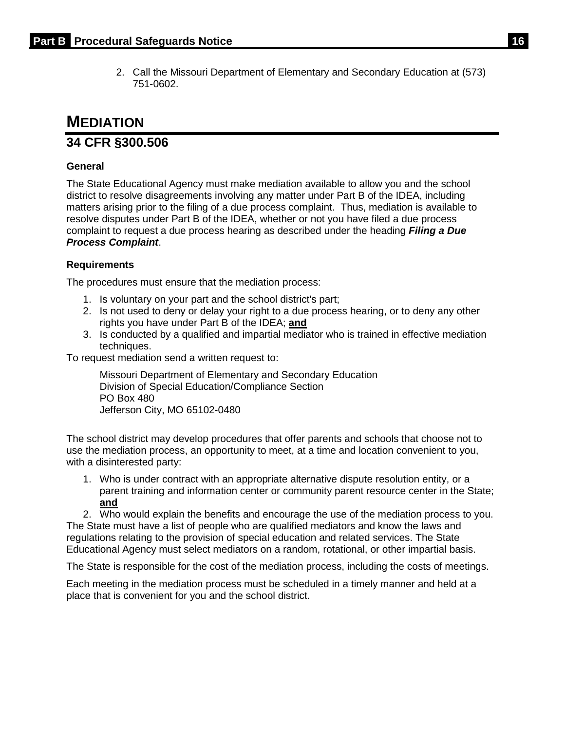2. Call the Missouri Department of Elementary and Secondary Education at (573) 751-0602.

# MEDIATION

## 34 CFR §300.506

### General

The State Educational Agency must make mediation available to allow you and the school district to resolve disagreements involving any matter under Part B of the IDEA, including matters arising prior to the filing of a due process complaint. Thus, mediation is available to resolve disputes under Part B of the IDEA, whether or not you have filed a due process complaint to request a due process hearing as described under the heading ***Filing a Due Process Complaint***.

### Requirements

The procedures must ensure that the mediation process:

1. Is voluntary on your part and the school district's part;
2. Is not used to deny or delay your right to a due process hearing, or to deny any other rights you have under Part B of the IDEA; **and**
3. Is conducted by a qualified and impartial mediator who is trained in effective mediation techniques.

To request mediation send a written request to:

Missouri Department of Elementary and Secondary Education
Division of Special Education/Compliance Section
PO Box 480
Jefferson City, MO 65102-0480

The school district may develop procedures that offer parents and schools that choose not to use the mediation process, an opportunity to meet, at a time and location convenient to you, with a disinterested party:

1. Who is under contract with an appropriate alternative dispute resolution entity, or a parent training and information center or community parent resource center in the State; **and**
2. Who would explain the benefits and encourage the use of the mediation process to you.

The State must have a list of people who are qualified mediators and know the laws and regulations relating to the provision of special education and related services. The State Educational Agency must select mediators on a random, rotational, or other impartial basis.

The State is responsible for the cost of the mediation process, including the costs of meetings.

Each meeting in the mediation process must be scheduled in a timely manner and held at a place that is convenient for you and the school district.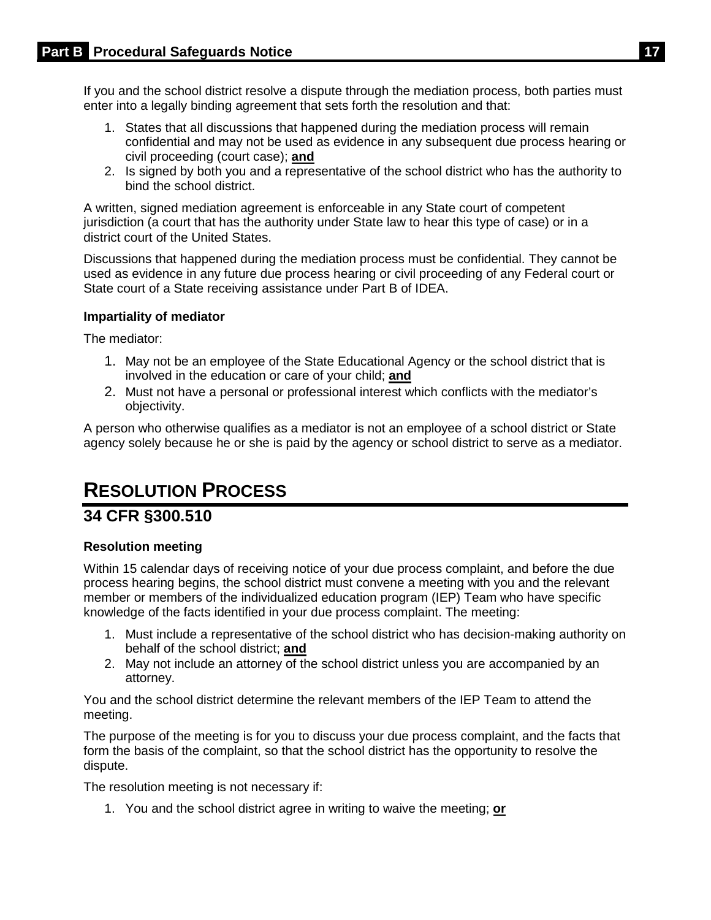If you and the school district resolve a dispute through the mediation process, both parties must enter into a legally binding agreement that sets forth the resolution and that:

1. States that all discussions that happened during the mediation process will remain confidential and may not be used as evidence in any subsequent due process hearing or civil proceeding (court case); **and**
2. Is signed by both you and a representative of the school district who has the authority to bind the school district.

A written, signed mediation agreement is enforceable in any State court of competent jurisdiction (a court that has the authority under State law to hear this type of case) or in a district court of the United States.

Discussions that happened during the mediation process must be confidential. They cannot be used as evidence in any future due process hearing or civil proceeding of any Federal court or State court of a State receiving assistance under Part B of IDEA.

#### Impartiality of mediator

The mediator:

1. May not be an employee of the State Educational Agency or the school district that is involved in the education or care of your child; **and**
2. Must not have a personal or professional interest which conflicts with the mediator's objectivity.

A person who otherwise qualifies as a mediator is not an employee of a school district or State agency solely because he or she is paid by the agency or school district to serve as a mediator.

# RESOLUTION PROCESS

## 34 CFR §300.510

#### Resolution meeting

Within 15 calendar days of receiving notice of your due process complaint, and before the due process hearing begins, the school district must convene a meeting with you and the relevant member or members of the individualized education program (IEP) Team who have specific knowledge of the facts identified in your due process complaint. The meeting:

1. Must include a representative of the school district who has decision-making authority on behalf of the school district; **and**
2. May not include an attorney of the school district unless you are accompanied by an attorney.

You and the school district determine the relevant members of the IEP Team to attend the meeting.

The purpose of the meeting is for you to discuss your due process complaint, and the facts that form the basis of the complaint, so that the school district has the opportunity to resolve the dispute.

The resolution meeting is not necessary if:

1. You and the school district agree in writing to waive the meeting; **or**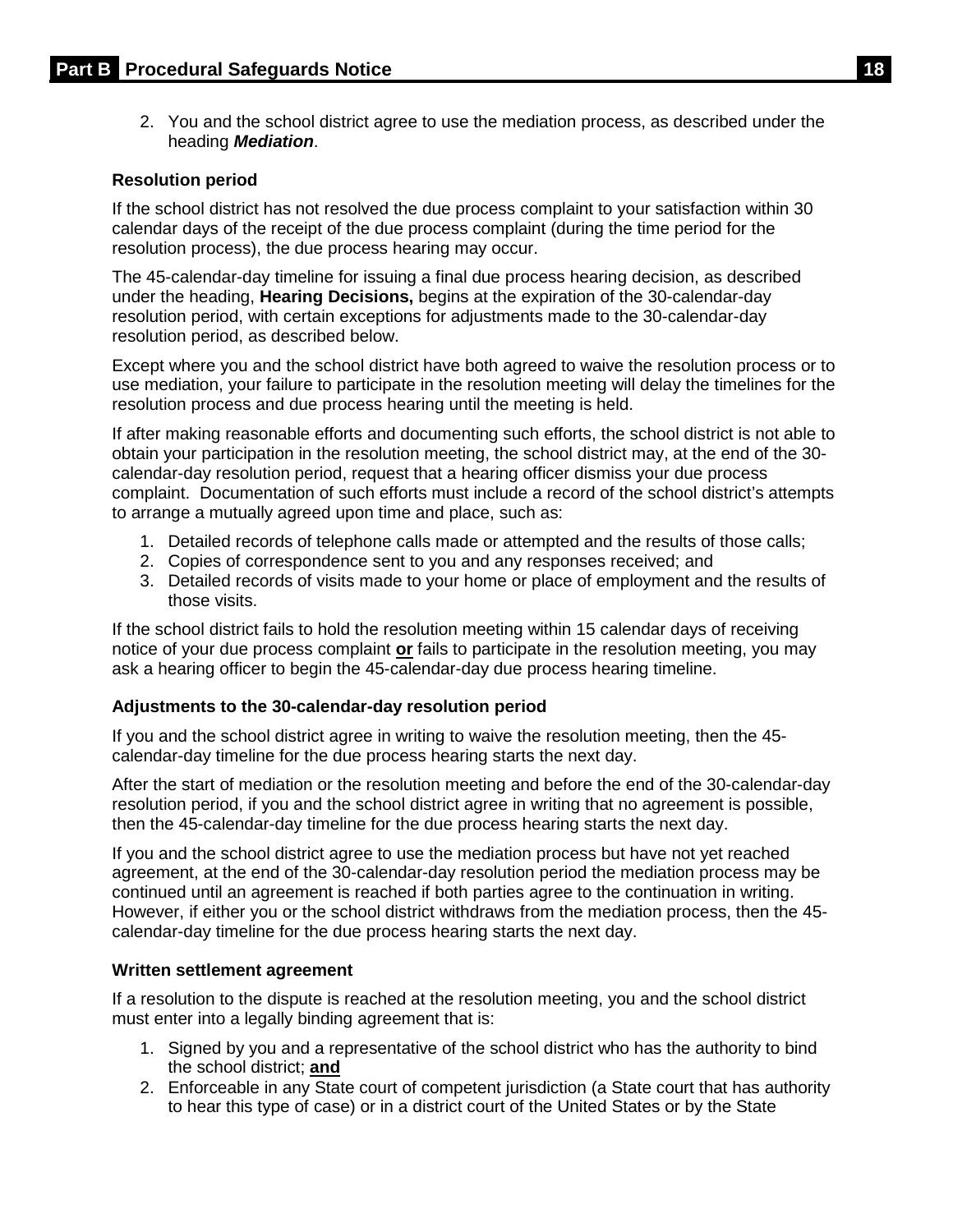2. You and the school district agree to use the mediation process, as described under the heading ***Mediation***.

### Resolution period

If the school district has not resolved the due process complaint to your satisfaction within 30 calendar days of the receipt of the due process complaint (during the time period for the resolution process), the due process hearing may occur.

The 45-calendar-day timeline for issuing a final due process hearing decision, as described under the heading, **Hearing Decisions,** begins at the expiration of the 30-calendar-day resolution period, with certain exceptions for adjustments made to the 30-calendar-day resolution period, as described below.

Except where you and the school district have both agreed to waive the resolution process or to use mediation, your failure to participate in the resolution meeting will delay the timelines for the resolution process and due process hearing until the meeting is held.

If after making reasonable efforts and documenting such efforts, the school district is not able to obtain your participation in the resolution meeting, the school district may, at the end of the 30-calendar-day resolution period, request that a hearing officer dismiss your due process complaint. Documentation of such efforts must include a record of the school district's attempts to arrange a mutually agreed upon time and place, such as:

1. Detailed records of telephone calls made or attempted and the results of those calls;
2. Copies of correspondence sent to you and any responses received; and
3. Detailed records of visits made to your home or place of employment and the results of those visits.

If the school district fails to hold the resolution meeting within 15 calendar days of receiving notice of your due process complaint **or** fails to participate in the resolution meeting, you may ask a hearing officer to begin the 45-calendar-day due process hearing timeline.

### Adjustments to the 30-calendar-day resolution period

If you and the school district agree in writing to waive the resolution meeting, then the 45-calendar-day timeline for the due process hearing starts the next day.

After the start of mediation or the resolution meeting and before the end of the 30-calendar-day resolution period, if you and the school district agree in writing that no agreement is possible, then the 45-calendar-day timeline for the due process hearing starts the next day.

If you and the school district agree to use the mediation process but have not yet reached agreement, at the end of the 30-calendar-day resolution period the mediation process may be continued until an agreement is reached if both parties agree to the continuation in writing. However, if either you or the school district withdraws from the mediation process, then the 45-calendar-day timeline for the due process hearing starts the next day.

### Written settlement agreement

If a resolution to the dispute is reached at the resolution meeting, you and the school district must enter into a legally binding agreement that is:

1. Signed by you and a representative of the school district who has the authority to bind the school district; **and**
2. Enforceable in any State court of competent jurisdiction (a State court that has authority to hear this type of case) or in a district court of the United States or by the State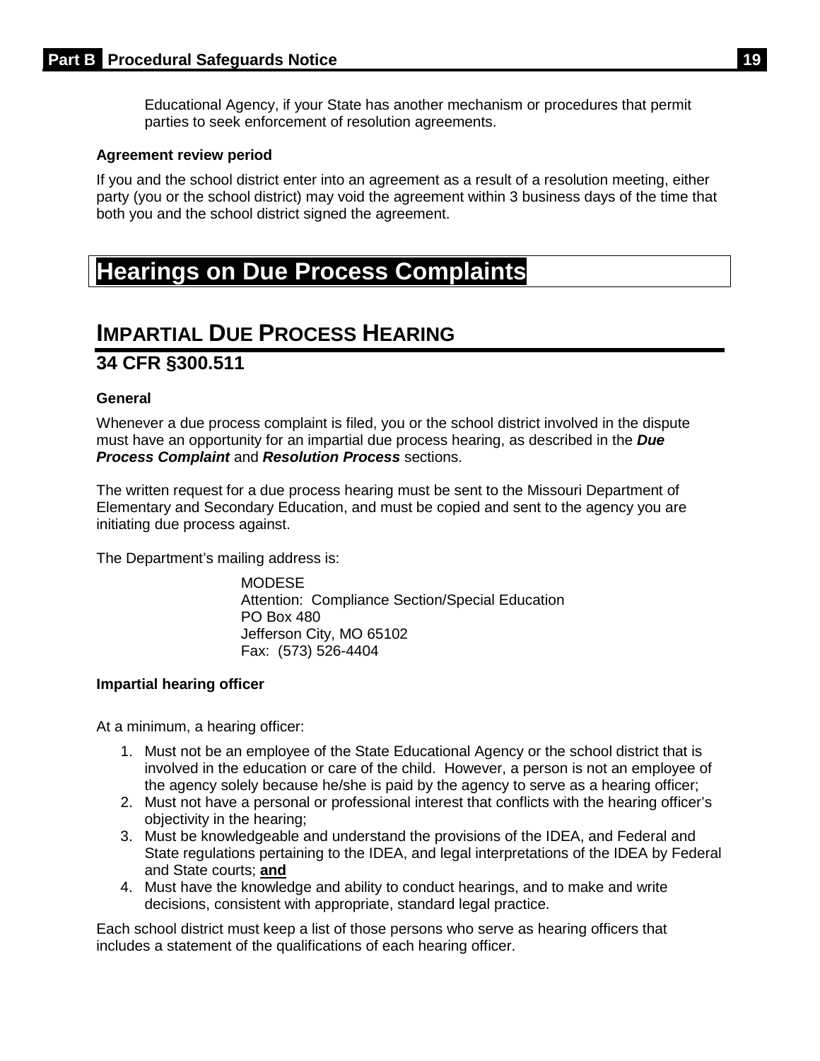Educational Agency, if your State has another mechanism or procedures that permit parties to seek enforcement of resolution agreements.

**Agreement review period**

If you and the school district enter into an agreement as a result of a resolution meeting, either party (you or the school district) may void the agreement within 3 business days of the time that both you and the school district signed the agreement.

# Hearings on Due Process Complaints

## IMPARTIAL DUE PROCESS HEARING

### 34 CFR §300.511

**General**

Whenever a due process complaint is filed, you or the school district involved in the dispute must have an opportunity for an impartial due process hearing, as described in the ***Due Process Complaint*** and ***Resolution Process*** sections.

The written request for a due process hearing must be sent to the Missouri Department of Elementary and Secondary Education, and must be copied and sent to the agency you are initiating due process against.

The Department's mailing address is:

> MODESE
> Attention: Compliance Section/Special Education
> PO Box 480
> Jefferson City, MO 65102
> Fax: (573) 526-4404

**Impartial hearing officer**

At a minimum, a hearing officer:

1. Must not be an employee of the State Educational Agency or the school district that is involved in the education or care of the child. However, a person is not an employee of the agency solely because he/she is paid by the agency to serve as a hearing officer;
2. Must not have a personal or professional interest that conflicts with the hearing officer's objectivity in the hearing;
3. Must be knowledgeable and understand the provisions of the IDEA, and Federal and State regulations pertaining to the IDEA, and legal interpretations of the IDEA by Federal and State courts; **and**
4. Must have the knowledge and ability to conduct hearings, and to make and write decisions, consistent with appropriate, standard legal practice.

Each school district must keep a list of those persons who serve as hearing officers that includes a statement of the qualifications of each hearing officer.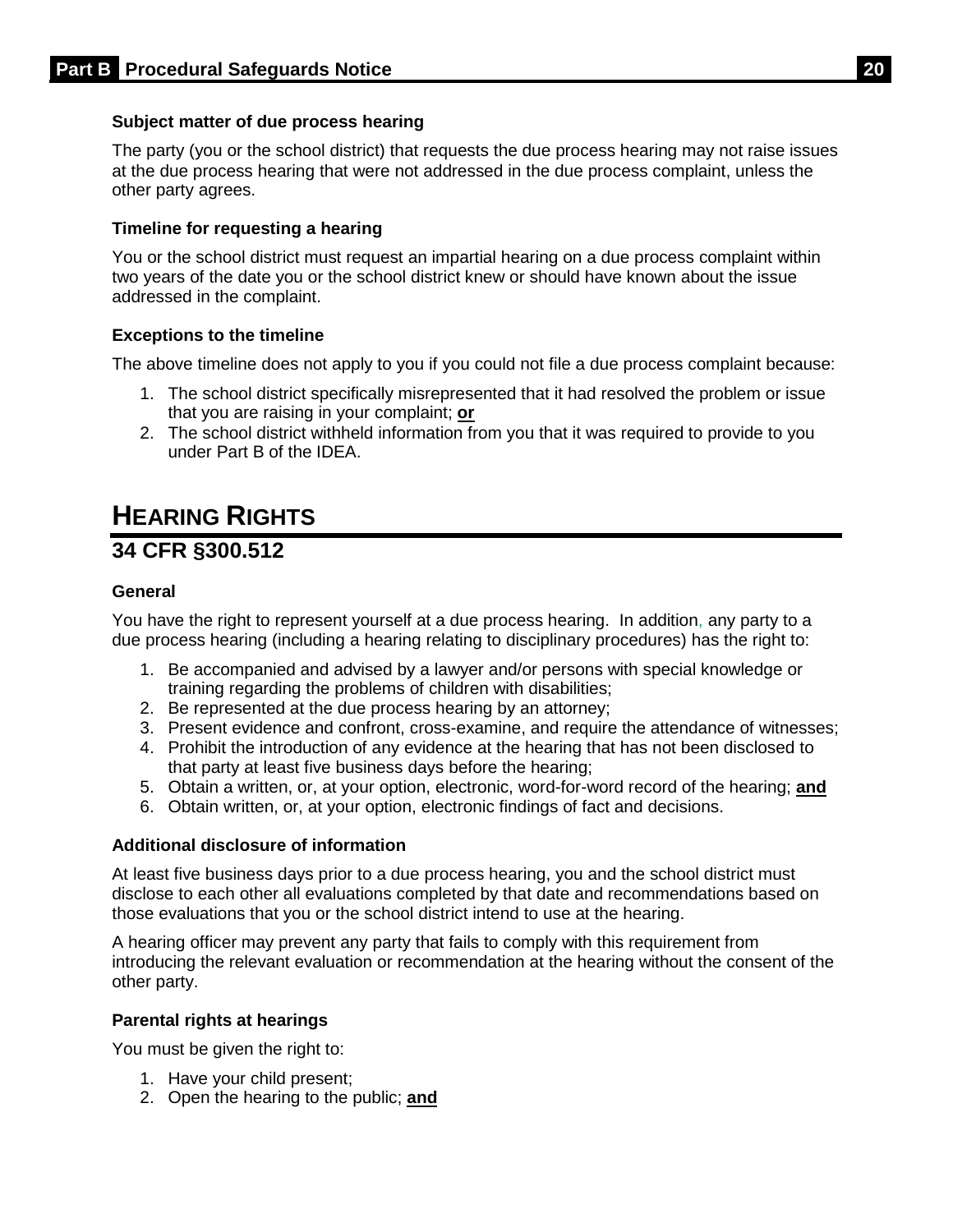#### Subject matter of due process hearing

The party (you or the school district) that requests the due process hearing may not raise issues at the due process hearing that were not addressed in the due process complaint, unless the other party agrees.

#### Timeline for requesting a hearing

You or the school district must request an impartial hearing on a due process complaint within two years of the date you or the school district knew or should have known about the issue addressed in the complaint.

#### Exceptions to the timeline

The above timeline does not apply to you if you could not file a due process complaint because:

1. The school district specifically misrepresented that it had resolved the problem or issue that you are raising in your complaint; **or**
2. The school district withheld information from you that it was required to provide to you under Part B of the IDEA.

## HEARING RIGHTS

### 34 CFR §300.512

#### General

You have the right to represent yourself at a due process hearing. In addition, any party to a due process hearing (including a hearing relating to disciplinary procedures) has the right to:

1. Be accompanied and advised by a lawyer and/or persons with special knowledge or training regarding the problems of children with disabilities;
2. Be represented at the due process hearing by an attorney;
3. Present evidence and confront, cross-examine, and require the attendance of witnesses;
4. Prohibit the introduction of any evidence at the hearing that has not been disclosed to that party at least five business days before the hearing;
5. Obtain a written, or, at your option, electronic, word-for-word record of the hearing; **and**
6. Obtain written, or, at your option, electronic findings of fact and decisions.

#### Additional disclosure of information

At least five business days prior to a due process hearing, you and the school district must disclose to each other all evaluations completed by that date and recommendations based on those evaluations that you or the school district intend to use at the hearing.

A hearing officer may prevent any party that fails to comply with this requirement from introducing the relevant evaluation or recommendation at the hearing without the consent of the other party.

#### Parental rights at hearings

You must be given the right to:

1. Have your child present;
2. Open the hearing to the public; **and**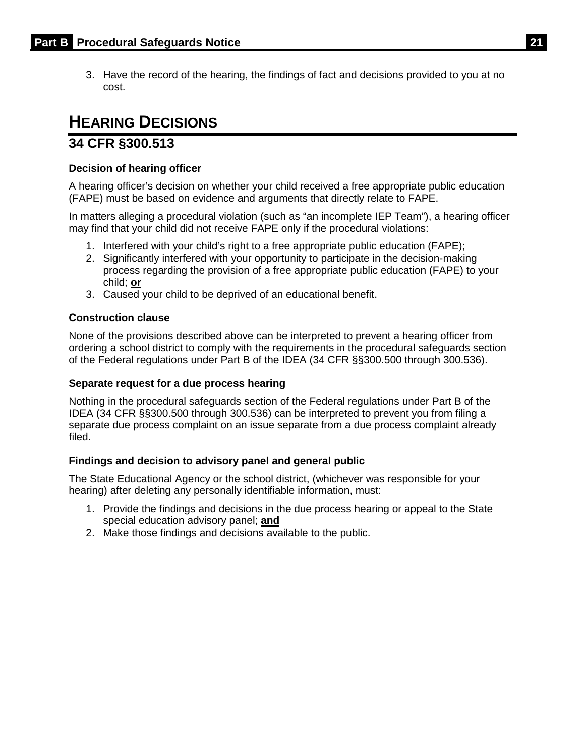3. Have the record of the hearing, the findings of fact and decisions provided to you at no cost.

# HEARING DECISIONS

## 34 CFR §300.513

**Decision of hearing officer**

A hearing officer's decision on whether your child received a free appropriate public education (FAPE) must be based on evidence and arguments that directly relate to FAPE.

In matters alleging a procedural violation (such as "an incomplete IEP Team"), a hearing officer may find that your child did not receive FAPE only if the procedural violations:

1. Interfered with your child's right to a free appropriate public education (FAPE);
2. Significantly interfered with your opportunity to participate in the decision-making process regarding the provision of a free appropriate public education (FAPE) to your child; **or**
3. Caused your child to be deprived of an educational benefit.

**Construction clause**

None of the provisions described above can be interpreted to prevent a hearing officer from ordering a school district to comply with the requirements in the procedural safeguards section of the Federal regulations under Part B of the IDEA (34 CFR §§300.500 through 300.536).

**Separate request for a due process hearing**

Nothing in the procedural safeguards section of the Federal regulations under Part B of the IDEA (34 CFR §§300.500 through 300.536) can be interpreted to prevent you from filing a separate due process complaint on an issue separate from a due process complaint already filed.

**Findings and decision to advisory panel and general public**

The State Educational Agency or the school district, (whichever was responsible for your hearing) after deleting any personally identifiable information, must:

1. Provide the findings and decisions in the due process hearing or appeal to the State special education advisory panel; **and**
2. Make those findings and decisions available to the public.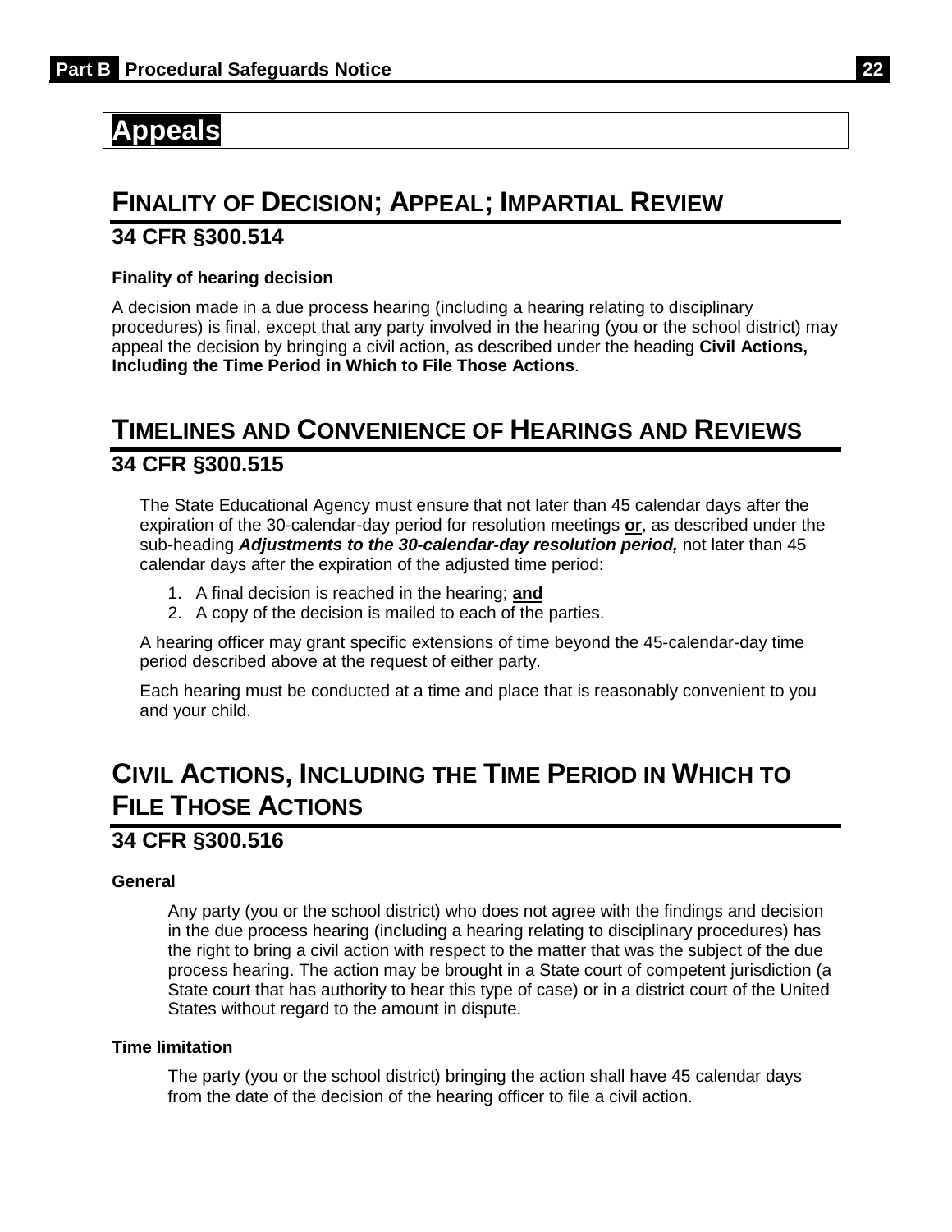# Appeals

## Finality of Decision; Appeal; Impartial Review

### 34 CFR §300.514

**Finality of hearing decision**

A decision made in a due process hearing (including a hearing relating to disciplinary procedures) is final, except that any party involved in the hearing (you or the school district) may appeal the decision by bringing a civil action, as described under the heading **Civil Actions, Including the Time Period in Which to File Those Actions**.

## Timelines and Convenience of Hearings and Reviews

### 34 CFR §300.515

The State Educational Agency must ensure that not later than 45 calendar days after the expiration of the 30-calendar-day period for resolution meetings **<u>or</u>**, as described under the sub-heading ***Adjustments to the 30-calendar-day resolution period,*** not later than 45 calendar days after the expiration of the adjusted time period:

1. A final decision is reached in the hearing; **<u>and</u>**
2. A copy of the decision is mailed to each of the parties.

A hearing officer may grant specific extensions of time beyond the 45-calendar-day time period described above at the request of either party.

Each hearing must be conducted at a time and place that is reasonably convenient to you and your child.

## Civil Actions, Including the Time Period in Which to File Those Actions

### 34 CFR §300.516

**General**

Any party (you or the school district) who does not agree with the findings and decision in the due process hearing (including a hearing relating to disciplinary procedures) has the right to bring a civil action with respect to the matter that was the subject of the due process hearing. The action may be brought in a State court of competent jurisdiction (a State court that has authority to hear this type of case) or in a district court of the United States without regard to the amount in dispute.

**Time limitation**

The party (you or the school district) bringing the action shall have 45 calendar days from the date of the decision of the hearing officer to file a civil action.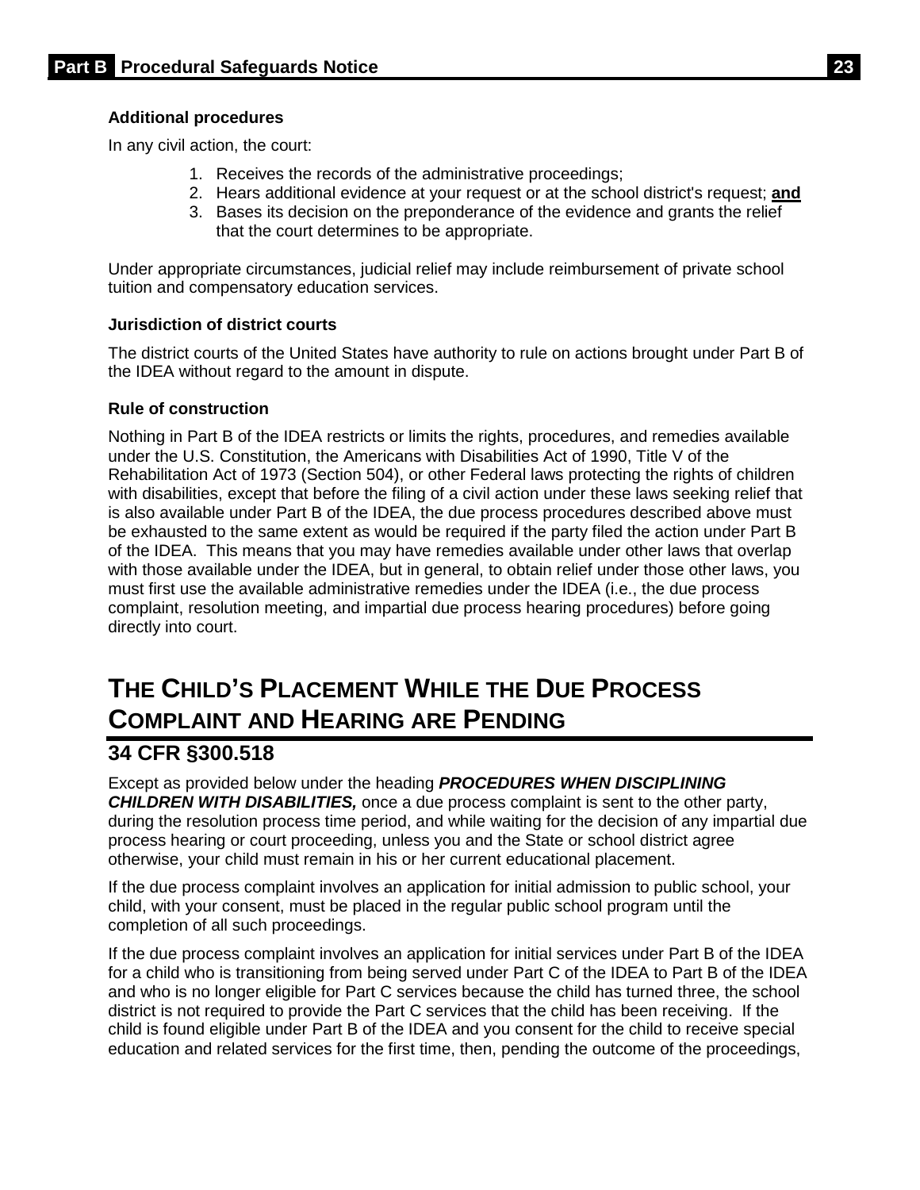### Additional procedures

In any civil action, the court:

1. Receives the records of the administrative proceedings;
2. Hears additional evidence at your request or at the school district's request; **and**
3. Bases its decision on the preponderance of the evidence and grants the relief that the court determines to be appropriate.

Under appropriate circumstances, judicial relief may include reimbursement of private school tuition and compensatory education services.

### Jurisdiction of district courts

The district courts of the United States have authority to rule on actions brought under Part B of the IDEA without regard to the amount in dispute.

### Rule of construction

Nothing in Part B of the IDEA restricts or limits the rights, procedures, and remedies available under the U.S. Constitution, the Americans with Disabilities Act of 1990, Title V of the Rehabilitation Act of 1973 (Section 504), or other Federal laws protecting the rights of children with disabilities, except that before the filing of a civil action under these laws seeking relief that is also available under Part B of the IDEA, the due process procedures described above must be exhausted to the same extent as would be required if the party filed the action under Part B of the IDEA. This means that you may have remedies available under other laws that overlap with those available under the IDEA, but in general, to obtain relief under those other laws, you must first use the available administrative remedies under the IDEA (i.e., the due process complaint, resolution meeting, and impartial due process hearing procedures) before going directly into court.

# THE CHILD'S PLACEMENT WHILE THE DUE PROCESS COMPLAINT AND HEARING ARE PENDING

## 34 CFR §300.518

Except as provided below under the heading ***PROCEDURES WHEN DISCIPLINING CHILDREN WITH DISABILITIES,*** once a due process complaint is sent to the other party, during the resolution process time period, and while waiting for the decision of any impartial due process hearing or court proceeding, unless you and the State or school district agree otherwise, your child must remain in his or her current educational placement.

If the due process complaint involves an application for initial admission to public school, your child, with your consent, must be placed in the regular public school program until the completion of all such proceedings.

If the due process complaint involves an application for initial services under Part B of the IDEA for a child who is transitioning from being served under Part C of the IDEA to Part B of the IDEA and who is no longer eligible for Part C services because the child has turned three, the school district is not required to provide the Part C services that the child has been receiving. If the child is found eligible under Part B of the IDEA and you consent for the child to receive special education and related services for the first time, then, pending the outcome of the proceedings,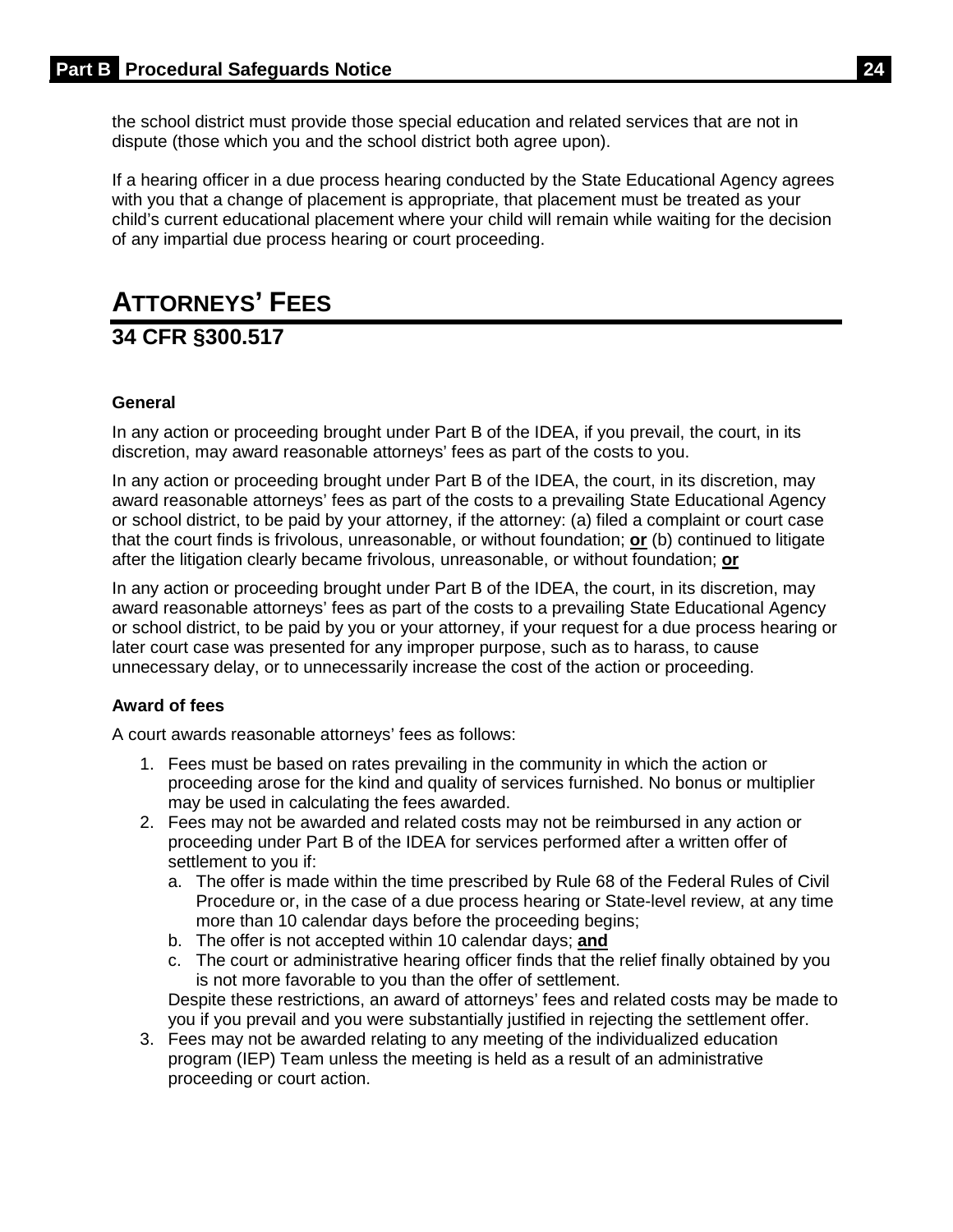the school district must provide those special education and related services that are not in dispute (those which you and the school district both agree upon).

If a hearing officer in a due process hearing conducted by the State Educational Agency agrees with you that a change of placement is appropriate, that placement must be treated as your child's current educational placement where your child will remain while waiting for the decision of any impartial due process hearing or court proceeding.

# ATTORNEYS' FEES

## 34 CFR §300.517

### General

In any action or proceeding brought under Part B of the IDEA, if you prevail, the court, in its discretion, may award reasonable attorneys' fees as part of the costs to you.

In any action or proceeding brought under Part B of the IDEA, the court, in its discretion, may award reasonable attorneys' fees as part of the costs to a prevailing State Educational Agency or school district, to be paid by your attorney, if the attorney: (a) filed a complaint or court case that the court finds is frivolous, unreasonable, or without foundation; **or** (b) continued to litigate after the litigation clearly became frivolous, unreasonable, or without foundation; **or**

In any action or proceeding brought under Part B of the IDEA, the court, in its discretion, may award reasonable attorneys' fees as part of the costs to a prevailing State Educational Agency or school district, to be paid by you or your attorney, if your request for a due process hearing or later court case was presented for any improper purpose, such as to harass, to cause unnecessary delay, or to unnecessarily increase the cost of the action or proceeding.

### Award of fees

A court awards reasonable attorneys' fees as follows:

1. Fees must be based on rates prevailing in the community in which the action or proceeding arose for the kind and quality of services furnished. No bonus or multiplier may be used in calculating the fees awarded.
2. Fees may not be awarded and related costs may not be reimbursed in any action or proceeding under Part B of the IDEA for services performed after a written offer of settlement to you if:
   a. The offer is made within the time prescribed by Rule 68 of the Federal Rules of Civil Procedure or, in the case of a due process hearing or State-level review, at any time more than 10 calendar days before the proceeding begins;
   b. The offer is not accepted within 10 calendar days; **and**
   c. The court or administrative hearing officer finds that the relief finally obtained by you is not more favorable to you than the offer of settlement.

   Despite these restrictions, an award of attorneys' fees and related costs may be made to you if you prevail and you were substantially justified in rejecting the settlement offer.
3. Fees may not be awarded relating to any meeting of the individualized education program (IEP) Team unless the meeting is held as a result of an administrative proceeding or court action.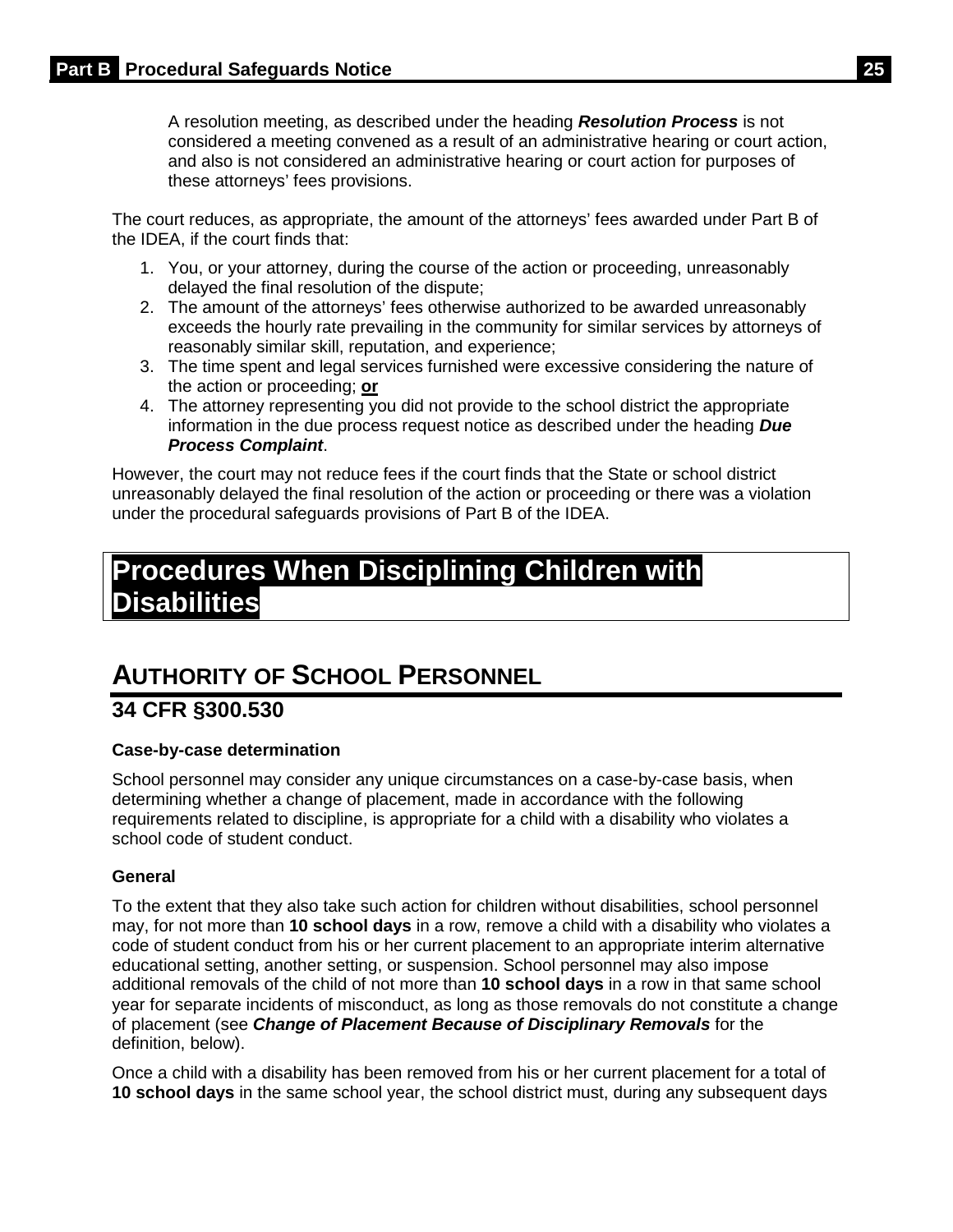A resolution meeting, as described under the heading ***Resolution Process*** is not considered a meeting convened as a result of an administrative hearing or court action, and also is not considered an administrative hearing or court action for purposes of these attorneys' fees provisions.

The court reduces, as appropriate, the amount of the attorneys' fees awarded under Part B of the IDEA, if the court finds that:

1. You, or your attorney, during the course of the action or proceeding, unreasonably delayed the final resolution of the dispute;
2. The amount of the attorneys' fees otherwise authorized to be awarded unreasonably exceeds the hourly rate prevailing in the community for similar services by attorneys of reasonably similar skill, reputation, and experience;
3. The time spent and legal services furnished were excessive considering the nature of the action or proceeding; **or**
4. The attorney representing you did not provide to the school district the appropriate information in the due process request notice as described under the heading ***Due Process Complaint***.

However, the court may not reduce fees if the court finds that the State or school district unreasonably delayed the final resolution of the action or proceeding or there was a violation under the procedural safeguards provisions of Part B of the IDEA.

# Procedures When Disciplining Children with Disabilities

## AUTHORITY OF SCHOOL PERSONNEL

### 34 CFR §300.530

**Case-by-case determination**

School personnel may consider any unique circumstances on a case-by-case basis, when determining whether a change of placement, made in accordance with the following requirements related to discipline, is appropriate for a child with a disability who violates a school code of student conduct.

**General**

To the extent that they also take such action for children without disabilities, school personnel may, for not more than **10 school days** in a row, remove a child with a disability who violates a code of student conduct from his or her current placement to an appropriate interim alternative educational setting, another setting, or suspension. School personnel may also impose additional removals of the child of not more than **10 school days** in a row in that same school year for separate incidents of misconduct, as long as those removals do not constitute a change of placement (see ***Change of Placement Because of Disciplinary Removals*** for the definition, below).

Once a child with a disability has been removed from his or her current placement for a total of **10 school days** in the same school year, the school district must, during any subsequent days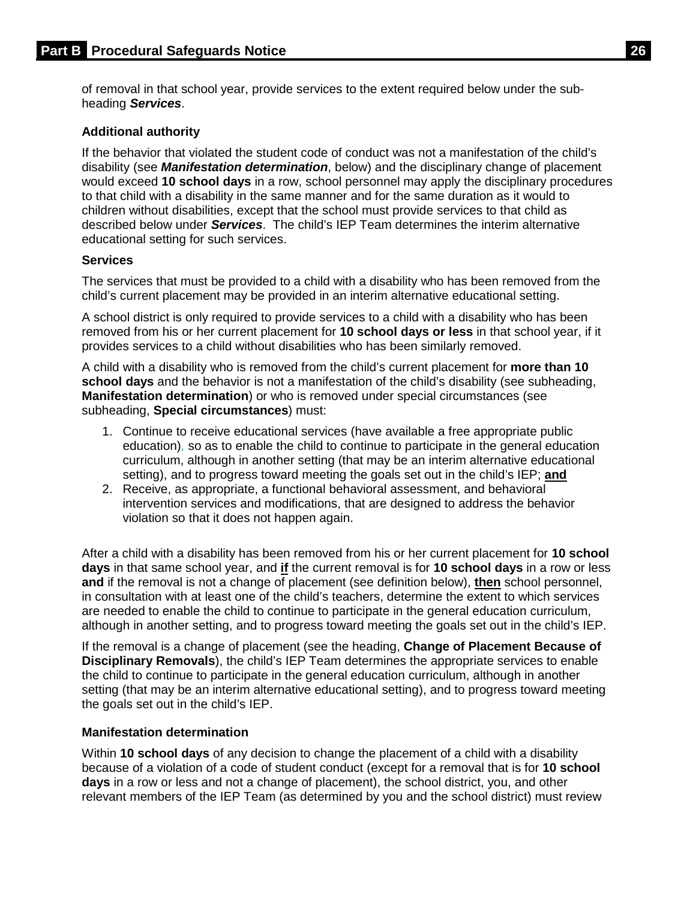of removal in that school year, provide services to the extent required below under the sub-heading ***Services***.

**Additional authority**

If the behavior that violated the student code of conduct was not a manifestation of the child's disability (see ***Manifestation determination***, below) and the disciplinary change of placement would exceed **10 school days** in a row, school personnel may apply the disciplinary procedures to that child with a disability in the same manner and for the same duration as it would to children without disabilities, except that the school must provide services to that child as described below under ***Services***. The child's IEP Team determines the interim alternative educational setting for such services.

**Services**

The services that must be provided to a child with a disability who has been removed from the child's current placement may be provided in an interim alternative educational setting.

A school district is only required to provide services to a child with a disability who has been removed from his or her current placement for **10 school days or less** in that school year, if it provides services to a child without disabilities who has been similarly removed.

A child with a disability who is removed from the child's current placement for **more than 10 school days** and the behavior is not a manifestation of the child's disability (see subheading, **Manifestation determination**) or who is removed under special circumstances (see subheading, **Special circumstances**) must:

1. Continue to receive educational services (have available a free appropriate public education), so as to enable the child to continue to participate in the general education curriculum, although in another setting (that may be an interim alternative educational setting), and to progress toward meeting the goals set out in the child's IEP; <u>**and**</u>
2. Receive, as appropriate, a functional behavioral assessment, and behavioral intervention services and modifications, that are designed to address the behavior violation so that it does not happen again.

After a child with a disability has been removed from his or her current placement for **10 school days** in that same school year, and <u>**if**</u> the current removal is for **10 school days** in a row or less **and** if the removal is not a change of placement (see definition below), <u>**then**</u> school personnel, in consultation with at least one of the child's teachers, determine the extent to which services are needed to enable the child to continue to participate in the general education curriculum, although in another setting, and to progress toward meeting the goals set out in the child's IEP.

If the removal is a change of placement (see the heading, **Change of Placement Because of Disciplinary Removals**), the child's IEP Team determines the appropriate services to enable the child to continue to participate in the general education curriculum, although in another setting (that may be an interim alternative educational setting), and to progress toward meeting the goals set out in the child's IEP.

**Manifestation determination**

Within **10 school days** of any decision to change the placement of a child with a disability because of a violation of a code of student conduct (except for a removal that is for **10 school days** in a row or less and not a change of placement), the school district, you, and other relevant members of the IEP Team (as determined by you and the school district) must review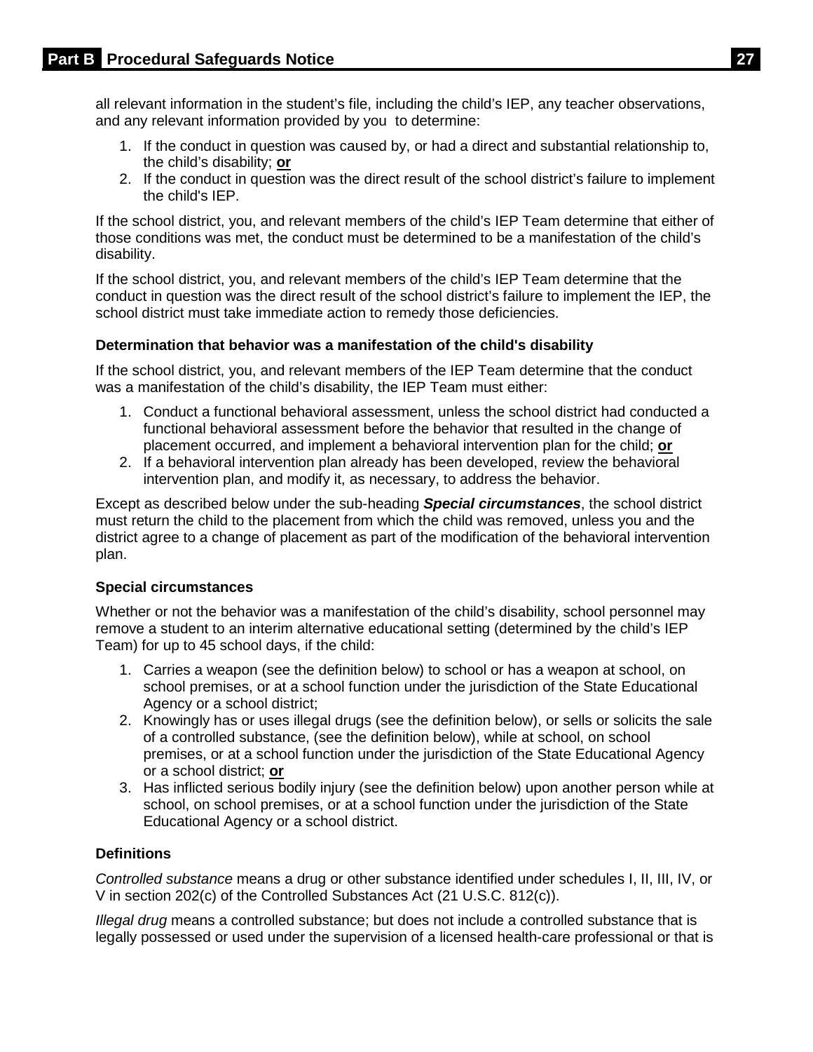all relevant information in the student's file, including the child's IEP, any teacher observations, and any relevant information provided by you to determine:

1. If the conduct in question was caused by, or had a direct and substantial relationship to, the child's disability; **or**
2. If the conduct in question was the direct result of the school district's failure to implement the child's IEP.

If the school district, you, and relevant members of the child's IEP Team determine that either of those conditions was met, the conduct must be determined to be a manifestation of the child's disability.

If the school district, you, and relevant members of the child's IEP Team determine that the conduct in question was the direct result of the school district's failure to implement the IEP, the school district must take immediate action to remedy those deficiencies.

### Determination that behavior was a manifestation of the child's disability

If the school district, you, and relevant members of the IEP Team determine that the conduct was a manifestation of the child's disability, the IEP Team must either:

1. Conduct a functional behavioral assessment, unless the school district had conducted a functional behavioral assessment before the behavior that resulted in the change of placement occurred, and implement a behavioral intervention plan for the child; **or**
2. If a behavioral intervention plan already has been developed, review the behavioral intervention plan, and modify it, as necessary, to address the behavior.

Except as described below under the sub-heading ***Special circumstances***, the school district must return the child to the placement from which the child was removed, unless you and the district agree to a change of placement as part of the modification of the behavioral intervention plan.

### Special circumstances

Whether or not the behavior was a manifestation of the child's disability, school personnel may remove a student to an interim alternative educational setting (determined by the child's IEP Team) for up to 45 school days, if the child:

1. Carries a weapon (see the definition below) to school or has a weapon at school, on school premises, or at a school function under the jurisdiction of the State Educational Agency or a school district;
2. Knowingly has or uses illegal drugs (see the definition below), or sells or solicits the sale of a controlled substance, (see the definition below), while at school, on school premises, or at a school function under the jurisdiction of the State Educational Agency or a school district; **or**
3. Has inflicted serious bodily injury (see the definition below) upon another person while at school, on school premises, or at a school function under the jurisdiction of the State Educational Agency or a school district.

### Definitions

*Controlled substance* means a drug or other substance identified under schedules I, II, III, IV, or V in section 202(c) of the Controlled Substances Act (21 U.S.C. 812(c)).

*Illegal drug* means a controlled substance; but does not include a controlled substance that is legally possessed or used under the supervision of a licensed health-care professional or that is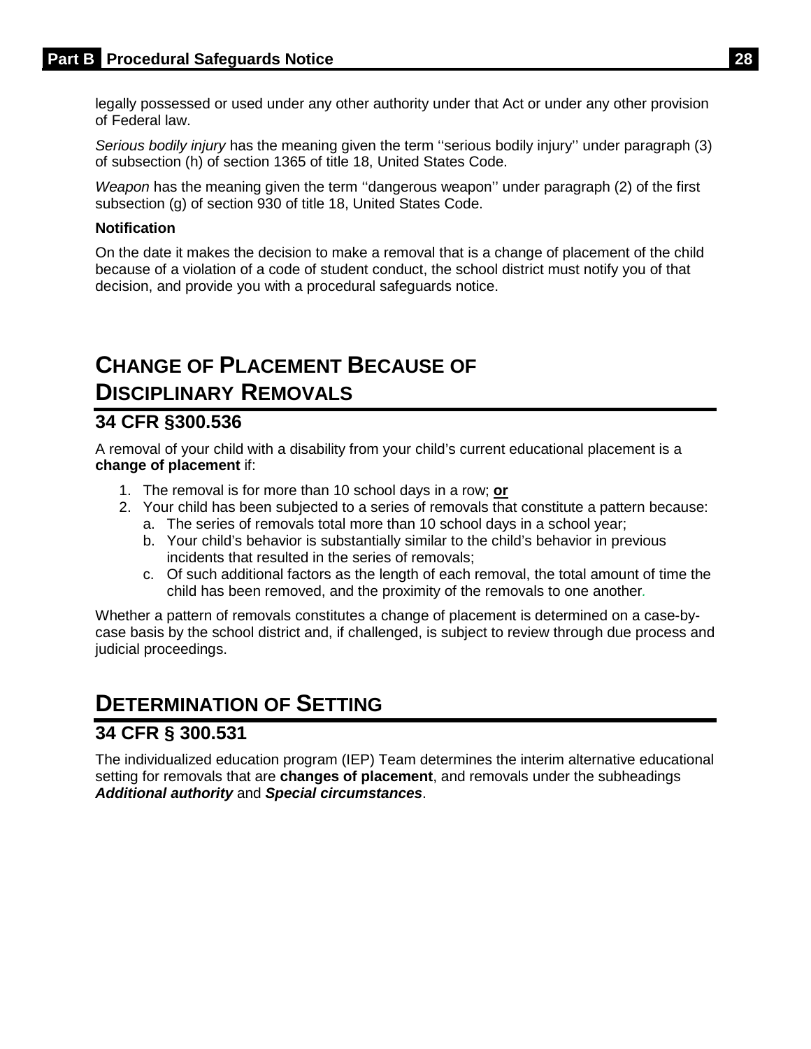legally possessed or used under any other authority under that Act or under any other provision of Federal law.

*Serious bodily injury* has the meaning given the term ''serious bodily injury'' under paragraph (3) of subsection (h) of section 1365 of title 18, United States Code.

*Weapon* has the meaning given the term ''dangerous weapon'' under paragraph (2) of the first subsection (g) of section 930 of title 18, United States Code.

**Notification**

On the date it makes the decision to make a removal that is a change of placement of the child because of a violation of a code of student conduct, the school district must notify you of that decision, and provide you with a procedural safeguards notice.

# CHANGE OF PLACEMENT BECAUSE OF DISCIPLINARY REMOVALS

## 34 CFR §300.536

A removal of your child with a disability from your child's current educational placement is a **change of placement** if:

1. The removal is for more than 10 school days in a row; **or**
2. Your child has been subjected to a series of removals that constitute a pattern because:
   a. The series of removals total more than 10 school days in a school year;
   b. Your child's behavior is substantially similar to the child's behavior in previous incidents that resulted in the series of removals;
   c. Of such additional factors as the length of each removal, the total amount of time the child has been removed, and the proximity of the removals to one another.

Whether a pattern of removals constitutes a change of placement is determined on a case-by-case basis by the school district and, if challenged, is subject to review through due process and judicial proceedings.

# DETERMINATION OF SETTING

## 34 CFR § 300.531

The individualized education program (IEP) Team determines the interim alternative educational setting for removals that are **changes of placement**, and removals under the subheadings ***Additional authority*** and ***Special circumstances***.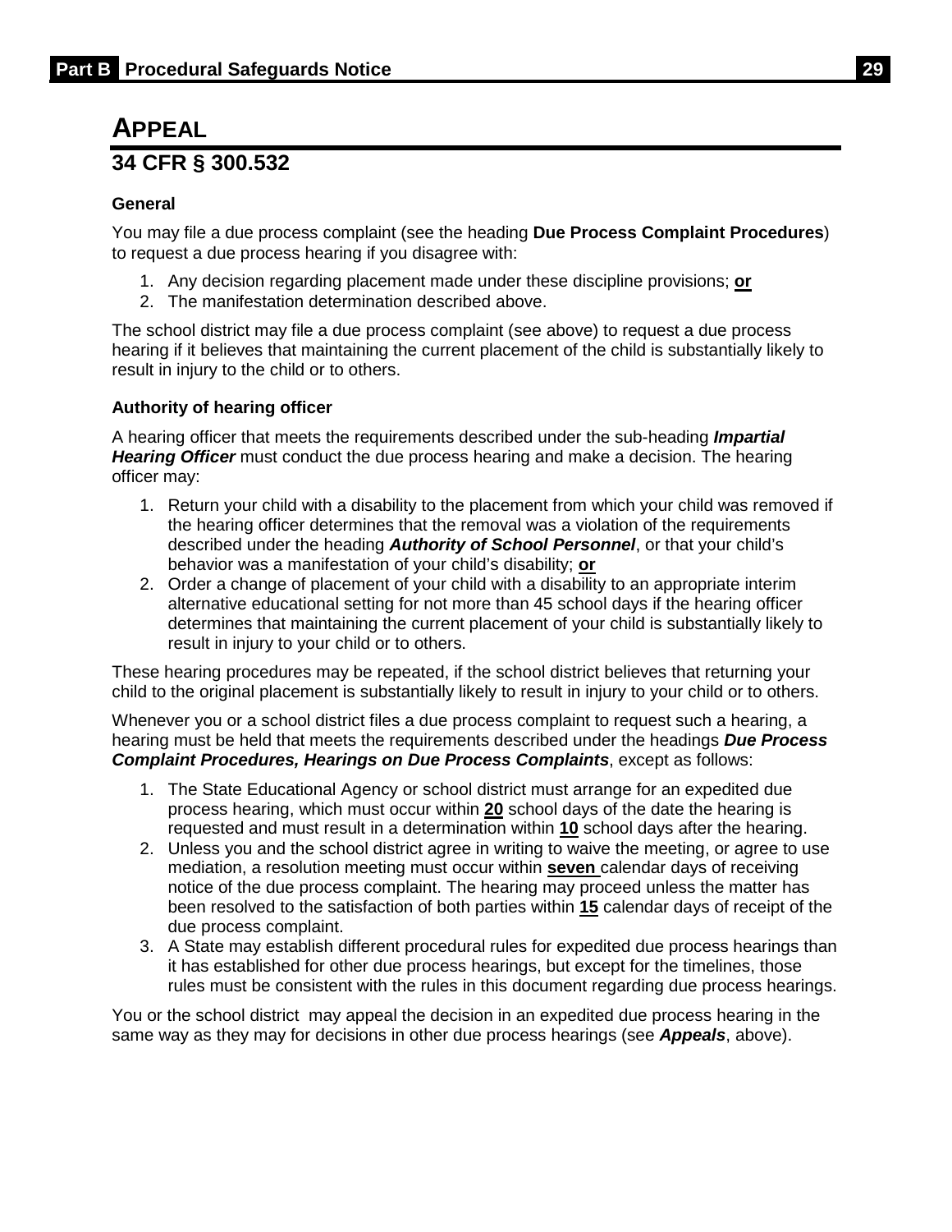# APPEAL

## 34 CFR § 300.532

### General

You may file a due process complaint (see the heading **Due Process Complaint Procedures**) to request a due process hearing if you disagree with:

1. Any decision regarding placement made under these discipline provisions; **or**
2. The manifestation determination described above.

The school district may file a due process complaint (see above) to request a due process hearing if it believes that maintaining the current placement of the child is substantially likely to result in injury to the child or to others.

### Authority of hearing officer

A hearing officer that meets the requirements described under the sub-heading ***Impartial Hearing Officer*** must conduct the due process hearing and make a decision. The hearing officer may:

1. Return your child with a disability to the placement from which your child was removed if the hearing officer determines that the removal was a violation of the requirements described under the heading ***Authority of School Personnel***, or that your child's behavior was a manifestation of your child's disability; **or**
2. Order a change of placement of your child with a disability to an appropriate interim alternative educational setting for not more than 45 school days if the hearing officer determines that maintaining the current placement of your child is substantially likely to result in injury to your child or to others.

These hearing procedures may be repeated, if the school district believes that returning your child to the original placement is substantially likely to result in injury to your child or to others.

Whenever you or a school district files a due process complaint to request such a hearing, a hearing must be held that meets the requirements described under the headings ***Due Process Complaint Procedures, Hearings on Due Process Complaints***, except as follows:

1. The State Educational Agency or school district must arrange for an expedited due process hearing, which must occur within **20** school days of the date the hearing is requested and must result in a determination within **10** school days after the hearing.
2. Unless you and the school district agree in writing to waive the meeting, or agree to use mediation, a resolution meeting must occur within **seven** calendar days of receiving notice of the due process complaint. The hearing may proceed unless the matter has been resolved to the satisfaction of both parties within **15** calendar days of receipt of the due process complaint.
3. A State may establish different procedural rules for expedited due process hearings than it has established for other due process hearings, but except for the timelines, those rules must be consistent with the rules in this document regarding due process hearings.

You or the school district may appeal the decision in an expedited due process hearing in the same way as they may for decisions in other due process hearings (see ***Appeals***, above).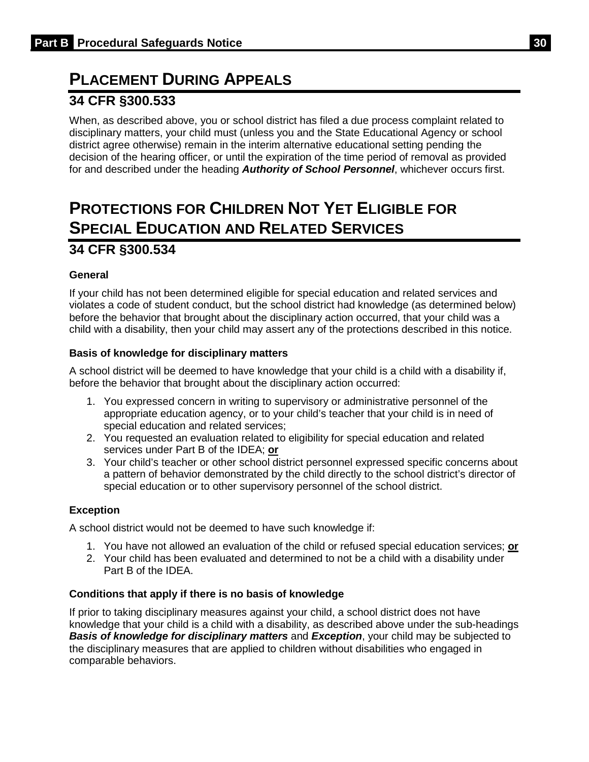## PLACEMENT DURING APPEALS

### 34 CFR §300.533

When, as described above, you or school district has filed a due process complaint related to disciplinary matters, your child must (unless you and the State Educational Agency or school district agree otherwise) remain in the interim alternative educational setting pending the decision of the hearing officer, or until the expiration of the time period of removal as provided for and described under the heading ***Authority of School Personnel***, whichever occurs first.

## PROTECTIONS FOR CHILDREN NOT YET ELIGIBLE FOR SPECIAL EDUCATION AND RELATED SERVICES

### 34 CFR §300.534

#### General

If your child has not been determined eligible for special education and related services and violates a code of student conduct, but the school district had knowledge (as determined below) before the behavior that brought about the disciplinary action occurred, that your child was a child with a disability, then your child may assert any of the protections described in this notice.

#### Basis of knowledge for disciplinary matters

A school district will be deemed to have knowledge that your child is a child with a disability if, before the behavior that brought about the disciplinary action occurred:

1. You expressed concern in writing to supervisory or administrative personnel of the appropriate education agency, or to your child's teacher that your child is in need of special education and related services;
2. You requested an evaluation related to eligibility for special education and related services under Part B of the IDEA; **or**
3. Your child's teacher or other school district personnel expressed specific concerns about a pattern of behavior demonstrated by the child directly to the school district's director of special education or to other supervisory personnel of the school district.

#### Exception

A school district would not be deemed to have such knowledge if:

1. You have not allowed an evaluation of the child or refused special education services; **or**
2. Your child has been evaluated and determined to not be a child with a disability under Part B of the IDEA.

#### Conditions that apply if there is no basis of knowledge

If prior to taking disciplinary measures against your child, a school district does not have knowledge that your child is a child with a disability, as described above under the sub-headings ***Basis of knowledge for disciplinary matters*** and ***Exception***, your child may be subjected to the disciplinary measures that are applied to children without disabilities who engaged in comparable behaviors.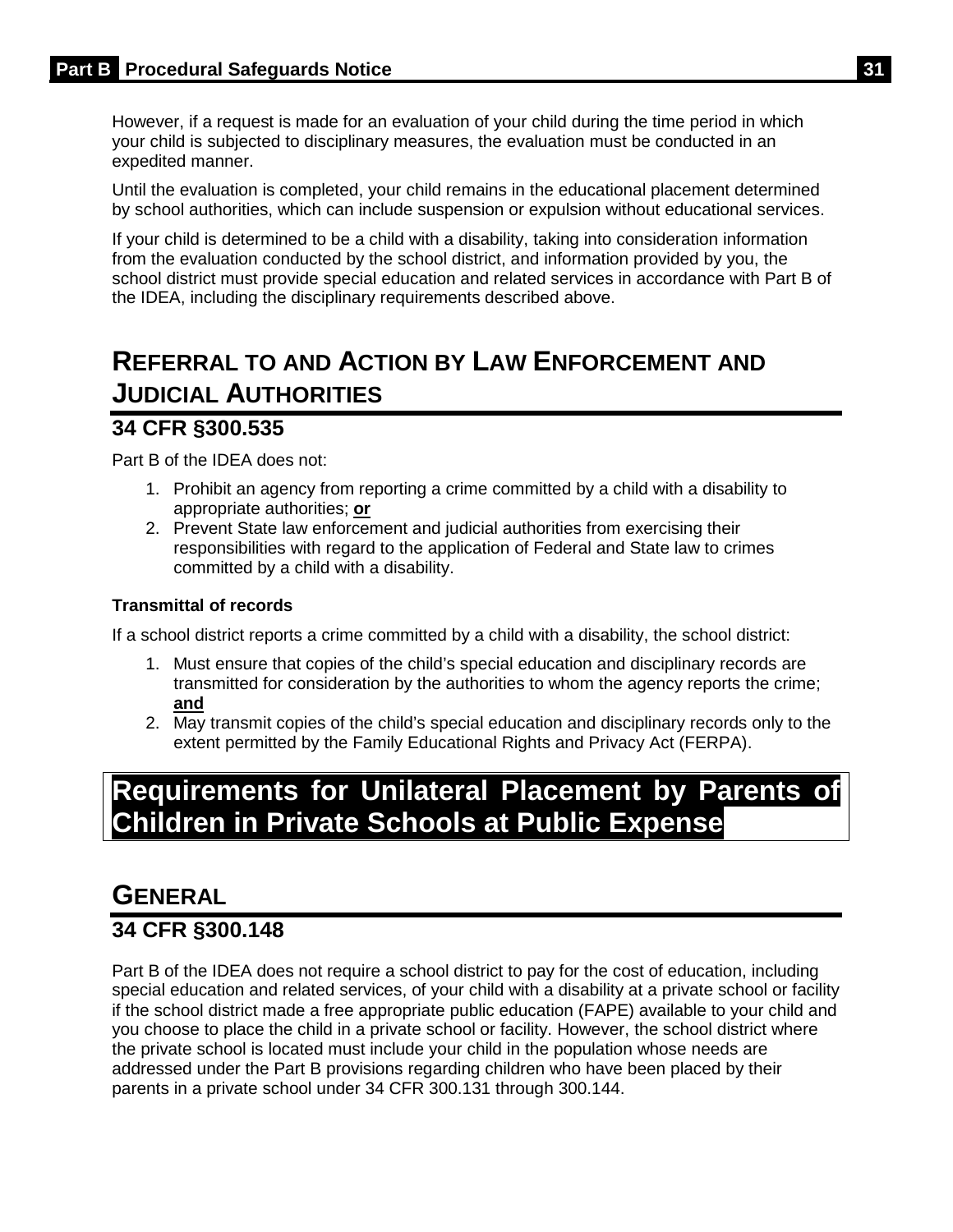However, if a request is made for an evaluation of your child during the time period in which your child is subjected to disciplinary measures, the evaluation must be conducted in an expedited manner.

Until the evaluation is completed, your child remains in the educational placement determined by school authorities, which can include suspension or expulsion without educational services.

If your child is determined to be a child with a disability, taking into consideration information from the evaluation conducted by the school district, and information provided by you, the school district must provide special education and related services in accordance with Part B of the IDEA, including the disciplinary requirements described above.

## REFERRAL TO AND ACTION BY LAW ENFORCEMENT AND JUDICIAL AUTHORITIES

### 34 CFR §300.535

Part B of the IDEA does not:

1. Prohibit an agency from reporting a crime committed by a child with a disability to appropriate authorities; **or**
2. Prevent State law enforcement and judicial authorities from exercising their responsibilities with regard to the application of Federal and State law to crimes committed by a child with a disability.

**Transmittal of records**

If a school district reports a crime committed by a child with a disability, the school district:

1. Must ensure that copies of the child's special education and disciplinary records are transmitted for consideration by the authorities to whom the agency reports the crime; **and**
2. May transmit copies of the child's special education and disciplinary records only to the extent permitted by the Family Educational Rights and Privacy Act (FERPA).

# Requirements for Unilateral Placement by Parents of Children in Private Schools at Public Expense

## GENERAL

### 34 CFR §300.148

Part B of the IDEA does not require a school district to pay for the cost of education, including special education and related services, of your child with a disability at a private school or facility if the school district made a free appropriate public education (FAPE) available to your child and you choose to place the child in a private school or facility. However, the school district where the private school is located must include your child in the population whose needs are addressed under the Part B provisions regarding children who have been placed by their parents in a private school under 34 CFR 300.131 through 300.144.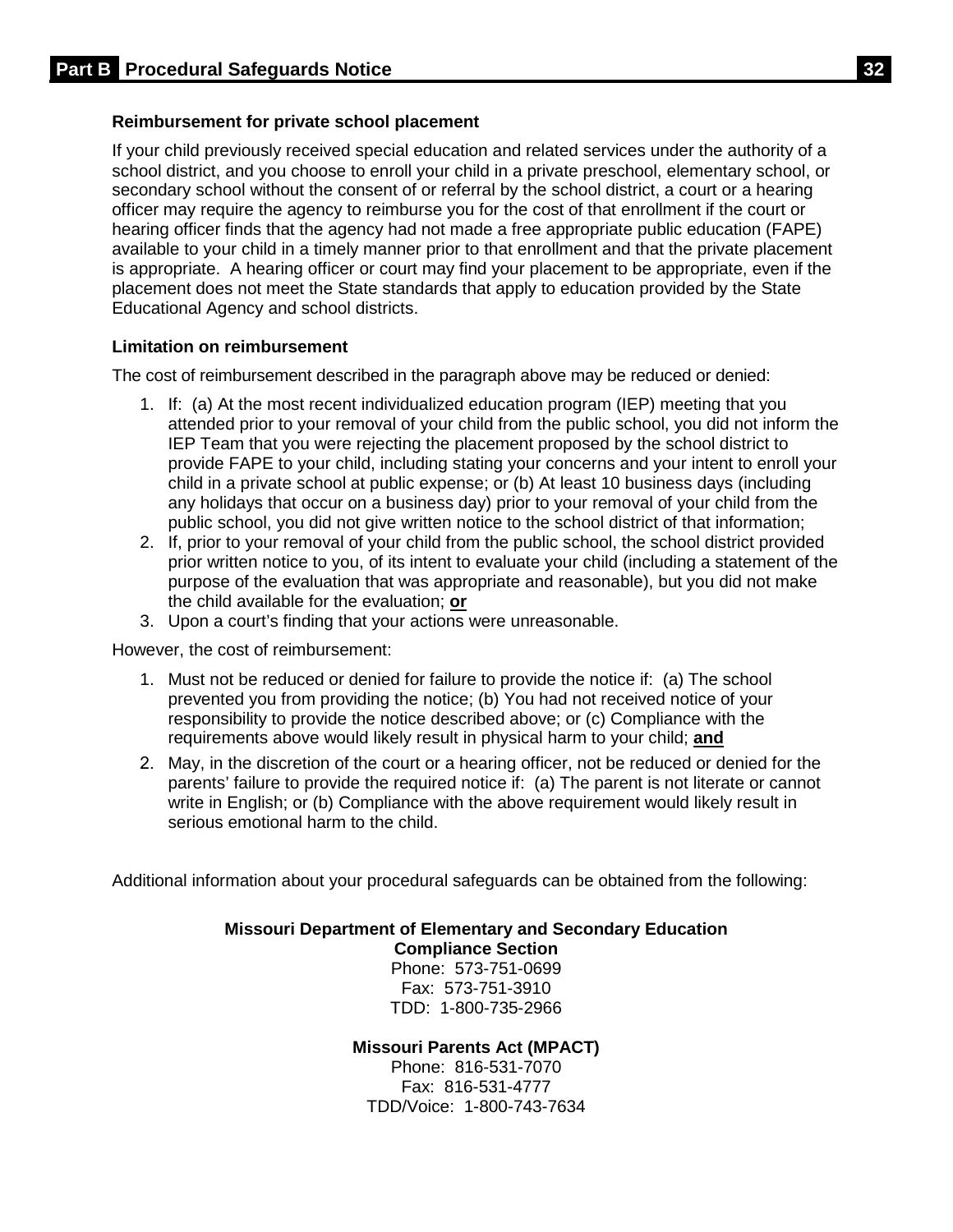### Reimbursement for private school placement

If your child previously received special education and related services under the authority of a school district, and you choose to enroll your child in a private preschool, elementary school, or secondary school without the consent of or referral by the school district, a court or a hearing officer may require the agency to reimburse you for the cost of that enrollment if the court or hearing officer finds that the agency had not made a free appropriate public education (FAPE) available to your child in a timely manner prior to that enrollment and that the private placement is appropriate. A hearing officer or court may find your placement to be appropriate, even if the placement does not meet the State standards that apply to education provided by the State Educational Agency and school districts.

### Limitation on reimbursement

The cost of reimbursement described in the paragraph above may be reduced or denied:

1. If: (a) At the most recent individualized education program (IEP) meeting that you attended prior to your removal of your child from the public school, you did not inform the IEP Team that you were rejecting the placement proposed by the school district to provide FAPE to your child, including stating your concerns and your intent to enroll your child in a private school at public expense; or (b) At least 10 business days (including any holidays that occur on a business day) prior to your removal of your child from the public school, you did not give written notice to the school district of that information;
2. If, prior to your removal of your child from the public school, the school district provided prior written notice to you, of its intent to evaluate your child (including a statement of the purpose of the evaluation that was appropriate and reasonable), but you did not make the child available for the evaluation; **or**
3. Upon a court's finding that your actions were unreasonable.

However, the cost of reimbursement:

1. Must not be reduced or denied for failure to provide the notice if: (a) The school prevented you from providing the notice; (b) You had not received notice of your responsibility to provide the notice described above; or (c) Compliance with the requirements above would likely result in physical harm to your child; **and**
2. May, in the discretion of the court or a hearing officer, not be reduced or denied for the parents' failure to provide the required notice if: (a) The parent is not literate or cannot write in English; or (b) Compliance with the above requirement would likely result in serious emotional harm to the child.

Additional information about your procedural safeguards can be obtained from the following:

**Missouri Department of Elementary and Secondary Education**
**Compliance Section**
Phone: 573-751-0699
Fax: 573-751-3910
TDD: 1-800-735-2966

**Missouri Parents Act (MPACT)**
Phone: 816-531-7070
Fax: 816-531-4777
TDD/Voice: 1-800-743-7634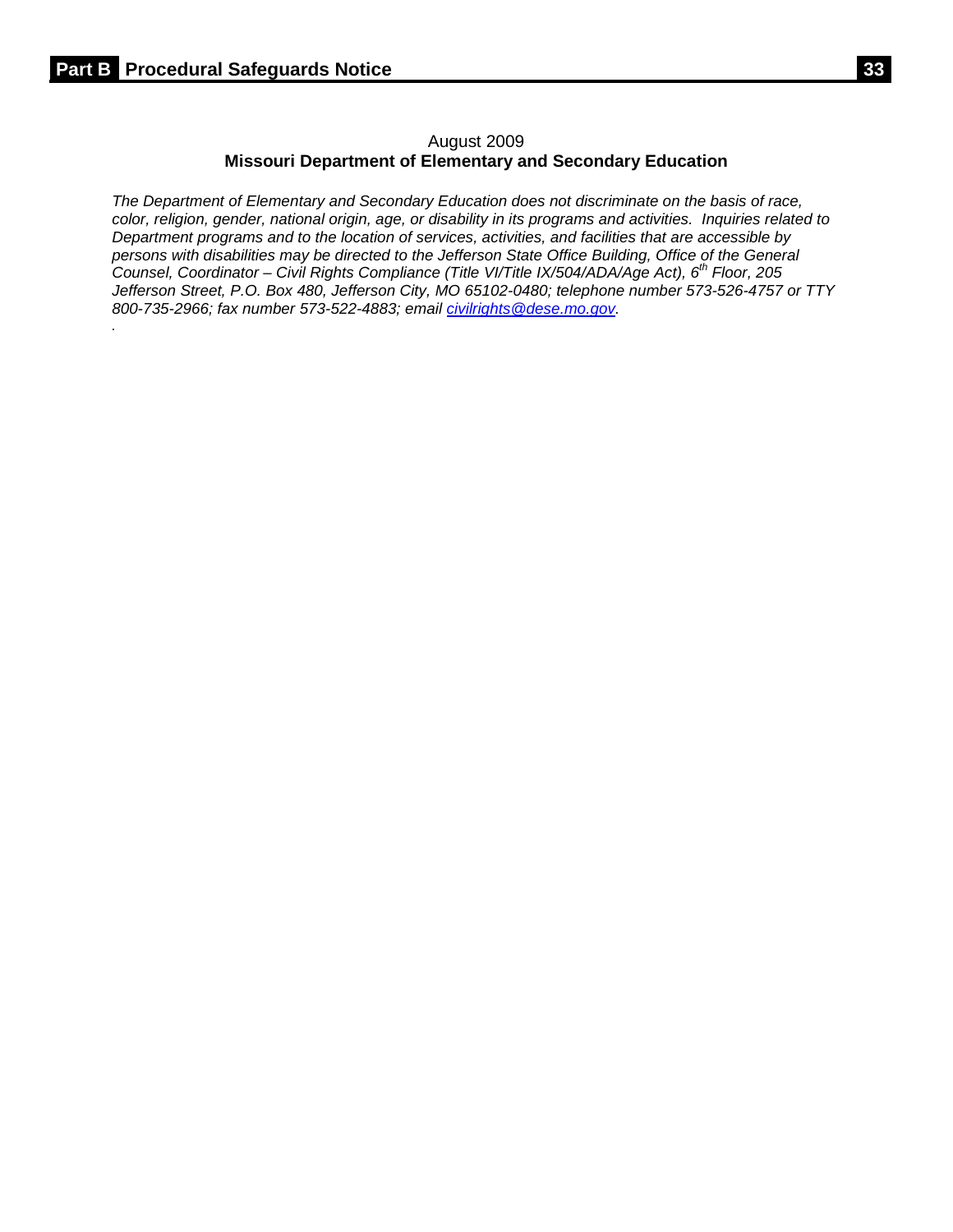August 2009

**Missouri Department of Elementary and Secondary Education**

*The Department of Elementary and Secondary Education does not discriminate on the basis of race, color, religion, gender, national origin, age, or disability in its programs and activities. Inquiries related to Department programs and to the location of services, activities, and facilities that are accessible by persons with disabilities may be directed to the Jefferson State Office Building, Office of the General Counsel, Coordinator – Civil Rights Compliance (Title VI/Title IX/504/ADA/Age Act), 6th Floor, 205 Jefferson Street, P.O. Box 480, Jefferson City, MO 65102-0480; telephone number 573-526-4757 or TTY 800-735-2966; fax number 573-522-4883; email civilrights@dese.mo.gov.*